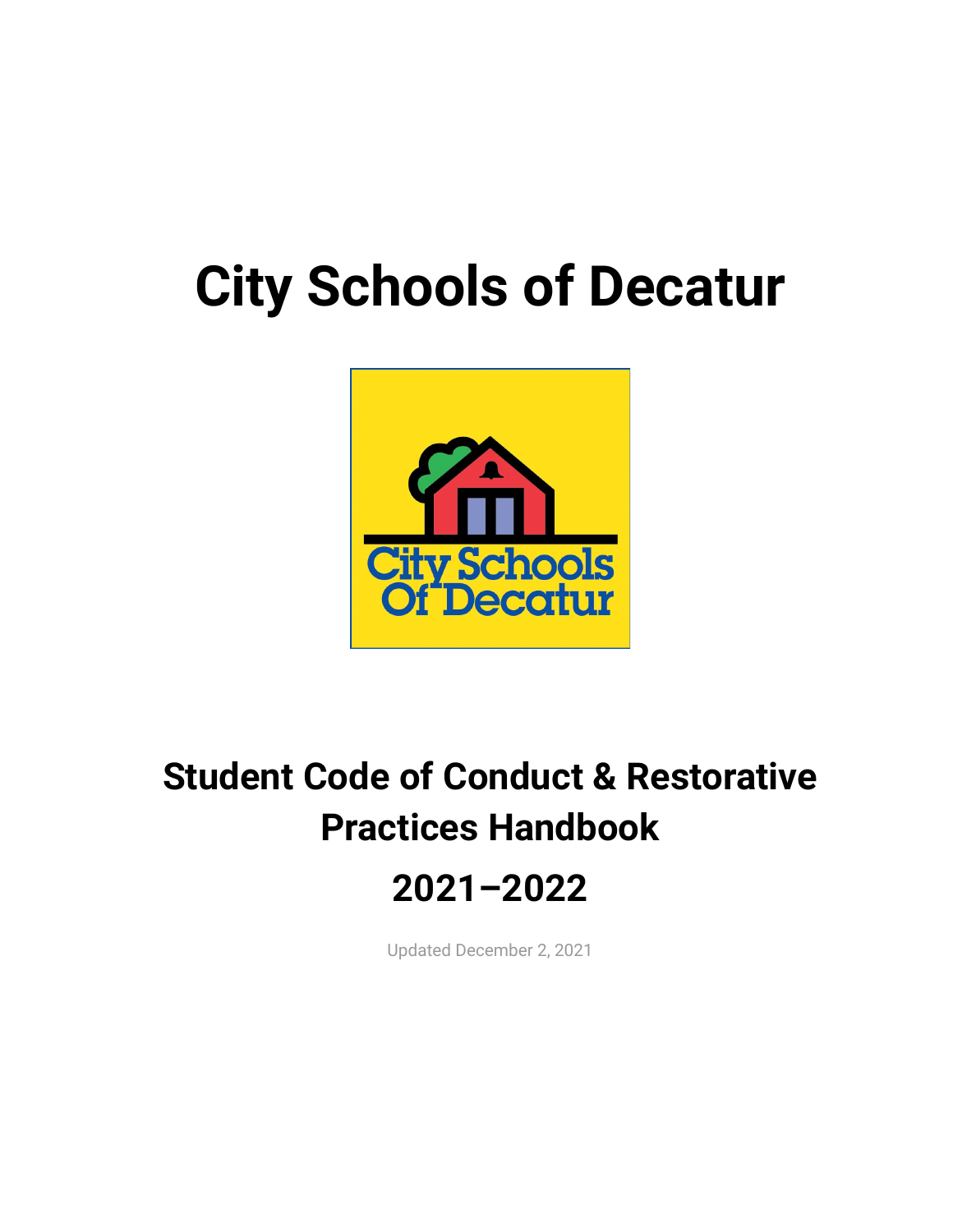# City Schools of Decatur

## Student Code of Conduct & Restorative Practices Handbook

## 2021–2022

Updated December 2, 2021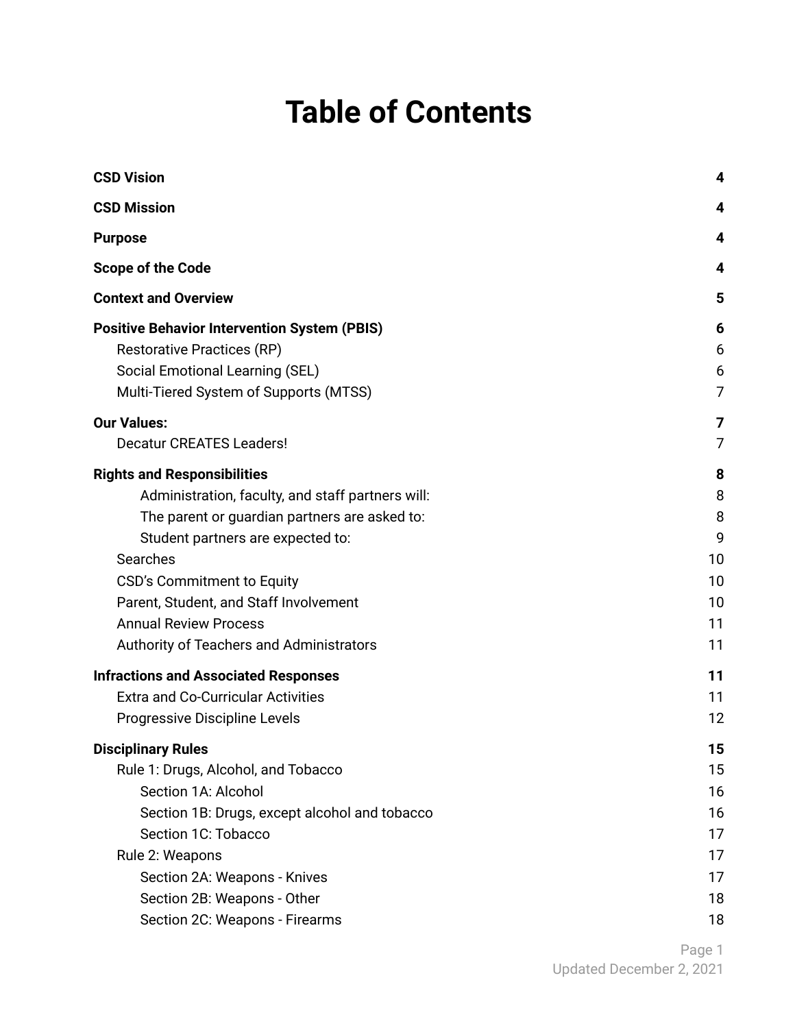# Table of Contents

| | |
|---|---|
| **CSD Vision** | **4** |
| **CSD Mission** | **4** |
| **Purpose** | **4** |
| **Scope of the Code** | **4** |
| **Context and Overview** | **5** |
| **Positive Behavior Intervention System (PBIS)** | **6** |
| Restorative Practices (RP) | 6 |
| Social Emotional Learning (SEL) | 6 |
| Multi-Tiered System of Supports (MTSS) | 7 |
| **Our Values:** | **7** |
| Decatur CREATES Leaders! | 7 |
| **Rights and Responsibilities** | **8** |
| Administration, faculty, and staff partners will: | 8 |
| The parent or guardian partners are asked to: | 8 |
| Student partners are expected to: | 9 |
| Searches | 10 |
| CSD's Commitment to Equity | 10 |
| Parent, Student, and Staff Involvement | 10 |
| Annual Review Process | 11 |
| Authority of Teachers and Administrators | 11 |
| **Infractions and Associated Responses** | **11** |
| Extra and Co-Curricular Activities | 11 |
| Progressive Discipline Levels | 12 |
| **Disciplinary Rules** | **15** |
| Rule 1: Drugs, Alcohol, and Tobacco | 15 |
| Section 1A: Alcohol | 16 |
| Section 1B: Drugs, except alcohol and tobacco | 16 |
| Section 1C: Tobacco | 17 |
| Rule 2: Weapons | 17 |
| Section 2A: Weapons - Knives | 17 |
| Section 2B: Weapons - Other | 18 |
| Section 2C: Weapons - Firearms | 18 |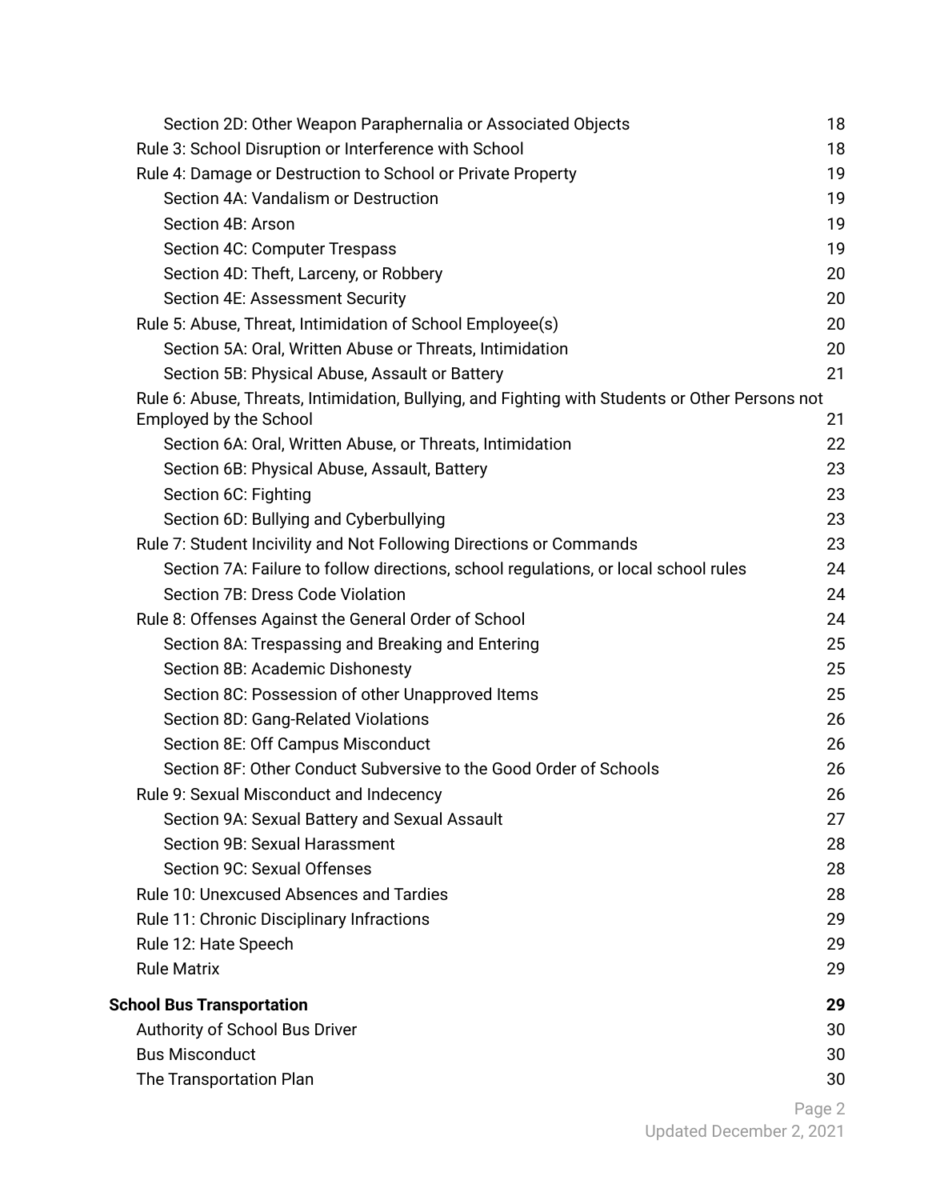- Section 2D: Other Weapon Paraphernalia or Associated Objects 18
- Rule 3: School Disruption or Interference with School 18
- Rule 4: Damage or Destruction to School or Private Property 19
  - Section 4A: Vandalism or Destruction 19
  - Section 4B: Arson 19
  - Section 4C: Computer Trespass 19
  - Section 4D: Theft, Larceny, or Robbery 20
  - Section 4E: Assessment Security 20
- Rule 5: Abuse, Threat, Intimidation of School Employee(s) 20
  - Section 5A: Oral, Written Abuse or Threats, Intimidation 20
  - Section 5B: Physical Abuse, Assault or Battery 21
- Rule 6: Abuse, Threats, Intimidation, Bullying, and Fighting with Students or Other Persons not Employed by the School 21
  - Section 6A: Oral, Written Abuse, or Threats, Intimidation 22
  - Section 6B: Physical Abuse, Assault, Battery 23
  - Section 6C: Fighting 23
  - Section 6D: Bullying and Cyberbullying 23
- Rule 7: Student Incivility and Not Following Directions or Commands 23
  - Section 7A: Failure to follow directions, school regulations, or local school rules 24
  - Section 7B: Dress Code Violation 24
- Rule 8: Offenses Against the General Order of School 24
  - Section 8A: Trespassing and Breaking and Entering 25
  - Section 8B: Academic Dishonesty 25
  - Section 8C: Possession of other Unapproved Items 25
  - Section 8D: Gang-Related Violations 26
  - Section 8E: Off Campus Misconduct 26
  - Section 8F: Other Conduct Subversive to the Good Order of Schools 26
- Rule 9: Sexual Misconduct and Indecency 26
  - Section 9A: Sexual Battery and Sexual Assault 27
  - Section 9B: Sexual Harassment 28
  - Section 9C: Sexual Offenses 28
- Rule 10: Unexcused Absences and Tardies 28
- Rule 11: Chronic Disciplinary Infractions 29
- Rule 12: Hate Speech 29
- Rule Matrix 29

**School Bus Transportation 29**

- Authority of School Bus Driver 30
- Bus Misconduct 30
- The Transportation Plan 30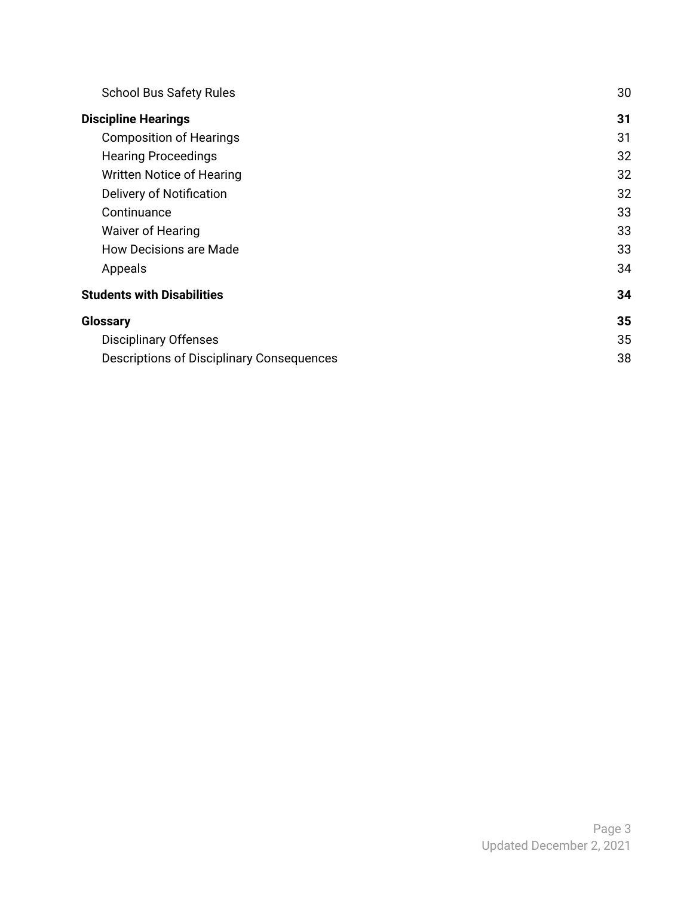| | |
|---|---|
| School Bus Safety Rules | 30 |
| **Discipline Hearings** | **31** |
| Composition of Hearings | 31 |
| Hearing Proceedings | 32 |
| Written Notice of Hearing | 32 |
| Delivery of Notification | 32 |
| Continuance | 33 |
| Waiver of Hearing | 33 |
| How Decisions are Made | 33 |
| Appeals | 34 |
| **Students with Disabilities** | **34** |
| **Glossary** | **35** |
| Disciplinary Offenses | 35 |
| Descriptions of Disciplinary Consequences | 38 |

Updated December 2, 2021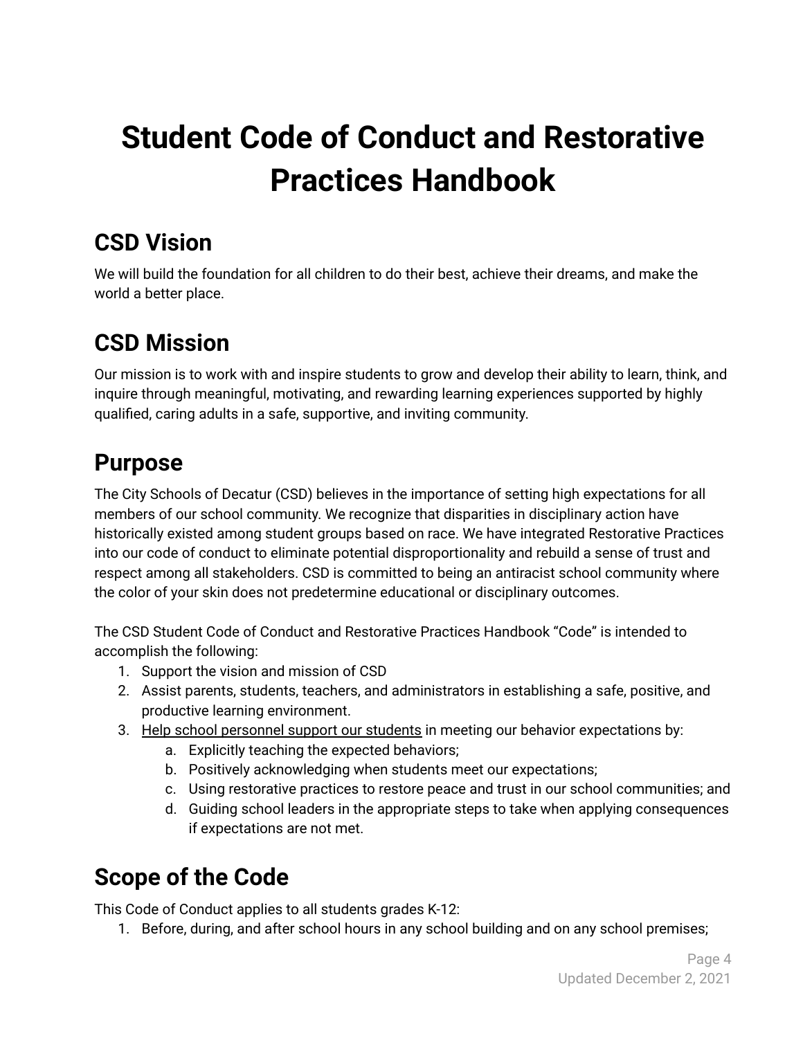# Student Code of Conduct and Restorative Practices Handbook

## CSD Vision

We will build the foundation for all children to do their best, achieve their dreams, and make the world a better place.

## CSD Mission

Our mission is to work with and inspire students to grow and develop their ability to learn, think, and inquire through meaningful, motivating, and rewarding learning experiences supported by highly qualified, caring adults in a safe, supportive, and inviting community.

## Purpose

The City Schools of Decatur (CSD) believes in the importance of setting high expectations for all members of our school community. We recognize that disparities in disciplinary action have historically existed among student groups based on race. We have integrated Restorative Practices into our code of conduct to eliminate potential disproportionality and rebuild a sense of trust and respect among all stakeholders. CSD is committed to being an antiracist school community where the color of your skin does not predetermine educational or disciplinary outcomes.

The CSD Student Code of Conduct and Restorative Practices Handbook "Code" is intended to accomplish the following:

1. Support the vision and mission of CSD
2. Assist parents, students, teachers, and administrators in establishing a safe, positive, and productive learning environment.
3. Help school personnel support our students in meeting our behavior expectations by:
    a. Explicitly teaching the expected behaviors;
    b. Positively acknowledging when students meet our expectations;
    c. Using restorative practices to restore peace and trust in our school communities; and
    d. Guiding school leaders in the appropriate steps to take when applying consequences if expectations are not met.

## Scope of the Code

This Code of Conduct applies to all students grades K-12:

1. Before, during, and after school hours in any school building and on any school premises;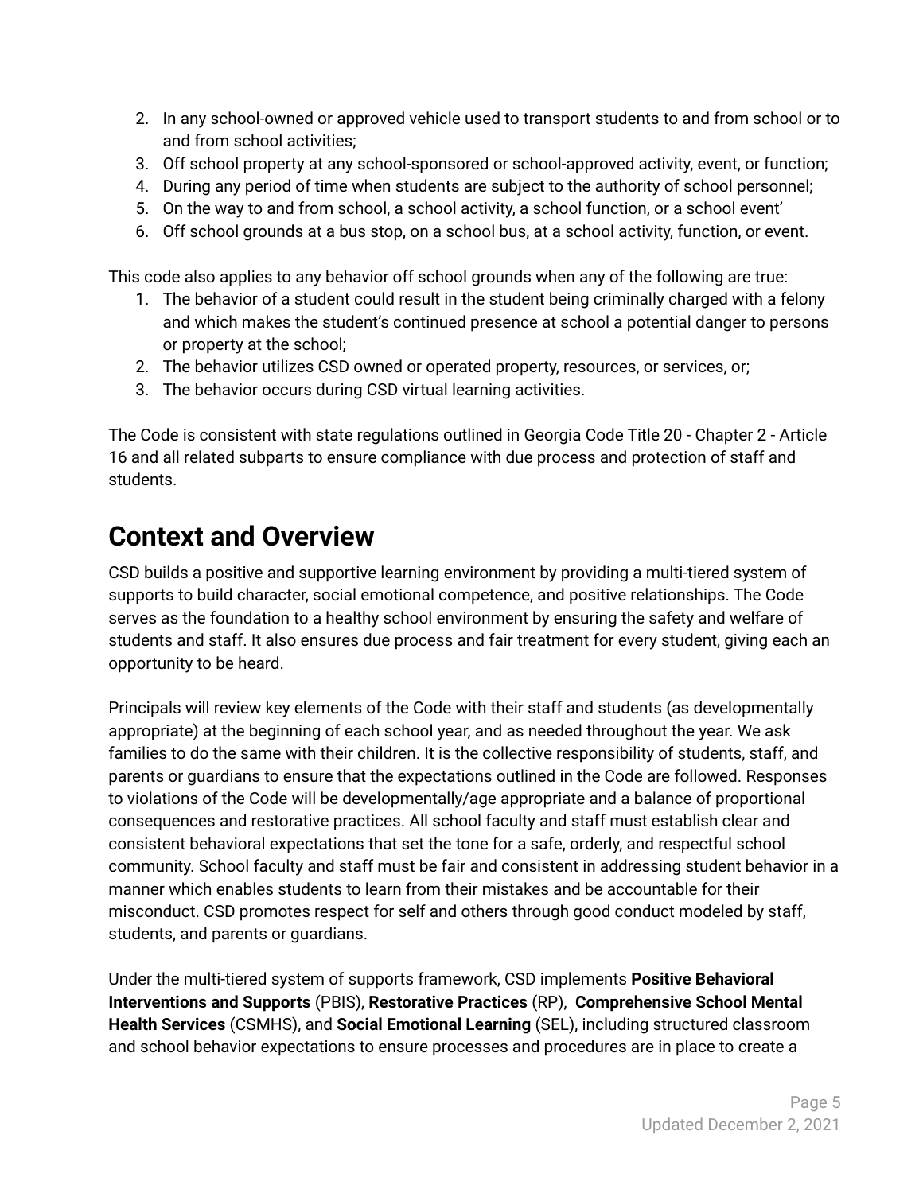2. In any school-owned or approved vehicle used to transport students to and from school or to and from school activities;
3. Off school property at any school-sponsored or school-approved activity, event, or function;
4. During any period of time when students are subject to the authority of school personnel;
5. On the way to and from school, a school activity, a school function, or a school event'
6. Off school grounds at a bus stop, on a school bus, at a school activity, function, or event.

This code also applies to any behavior off school grounds when any of the following are true:

1. The behavior of a student could result in the student being criminally charged with a felony and which makes the student's continued presence at school a potential danger to persons or property at the school;
2. The behavior utilizes CSD owned or operated property, resources, or services, or;
3. The behavior occurs during CSD virtual learning activities.

The Code is consistent with state regulations outlined in Georgia Code Title 20 - Chapter 2 - Article 16 and all related subparts to ensure compliance with due process and protection of staff and students.

# Context and Overview

CSD builds a positive and supportive learning environment by providing a multi-tiered system of supports to build character, social emotional competence, and positive relationships. The Code serves as the foundation to a healthy school environment by ensuring the safety and welfare of students and staff. It also ensures due process and fair treatment for every student, giving each an opportunity to be heard.

Principals will review key elements of the Code with their staff and students (as developmentally appropriate) at the beginning of each school year, and as needed throughout the year. We ask families to do the same with their children. It is the collective responsibility of students, staff, and parents or guardians to ensure that the expectations outlined in the Code are followed. Responses to violations of the Code will be developmentally/age appropriate and a balance of proportional consequences and restorative practices. All school faculty and staff must establish clear and consistent behavioral expectations that set the tone for a safe, orderly, and respectful school community. School faculty and staff must be fair and consistent in addressing student behavior in a manner which enables students to learn from their mistakes and be accountable for their misconduct. CSD promotes respect for self and others through good conduct modeled by staff, students, and parents or guardians.

Under the multi-tiered system of supports framework, CSD implements **Positive Behavioral Interventions and Supports** (PBIS), **Restorative Practices** (RP), **Comprehensive School Mental Health Services** (CSMHS), and **Social Emotional Learning** (SEL), including structured classroom and school behavior expectations to ensure processes and procedures are in place to create a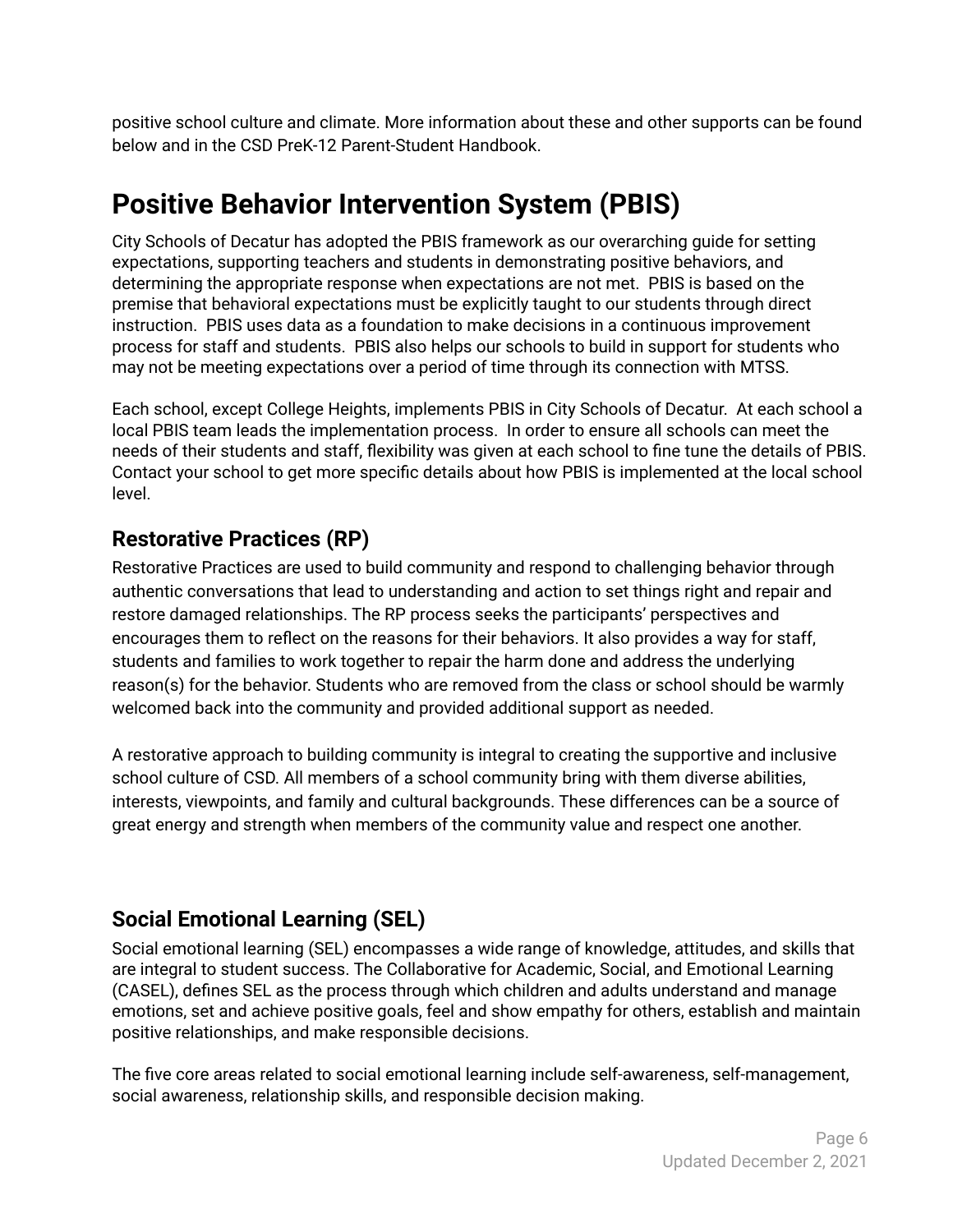positive school culture and climate. More information about these and other supports can be found below and in the CSD PreK-12 Parent-Student Handbook.

# Positive Behavior Intervention System (PBIS)

City Schools of Decatur has adopted the PBIS framework as our overarching guide for setting expectations, supporting teachers and students in demonstrating positive behaviors, and determining the appropriate response when expectations are not met. PBIS is based on the premise that behavioral expectations must be explicitly taught to our students through direct instruction. PBIS uses data as a foundation to make decisions in a continuous improvement process for staff and students. PBIS also helps our schools to build in support for students who may not be meeting expectations over a period of time through its connection with MTSS.

Each school, except College Heights, implements PBIS in City Schools of Decatur. At each school a local PBIS team leads the implementation process. In order to ensure all schools can meet the needs of their students and staff, flexibility was given at each school to fine tune the details of PBIS. Contact your school to get more specific details about how PBIS is implemented at the local school level.

## Restorative Practices (RP)

Restorative Practices are used to build community and respond to challenging behavior through authentic conversations that lead to understanding and action to set things right and repair and restore damaged relationships. The RP process seeks the participants' perspectives and encourages them to reflect on the reasons for their behaviors. It also provides a way for staff, students and families to work together to repair the harm done and address the underlying reason(s) for the behavior. Students who are removed from the class or school should be warmly welcomed back into the community and provided additional support as needed.

A restorative approach to building community is integral to creating the supportive and inclusive school culture of CSD. All members of a school community bring with them diverse abilities, interests, viewpoints, and family and cultural backgrounds. These differences can be a source of great energy and strength when members of the community value and respect one another.

## Social Emotional Learning (SEL)

Social emotional learning (SEL) encompasses a wide range of knowledge, attitudes, and skills that are integral to student success. The Collaborative for Academic, Social, and Emotional Learning (CASEL), defines SEL as the process through which children and adults understand and manage emotions, set and achieve positive goals, feel and show empathy for others, establish and maintain positive relationships, and make responsible decisions.

The five core areas related to social emotional learning include self-awareness, self-management, social awareness, relationship skills, and responsible decision making.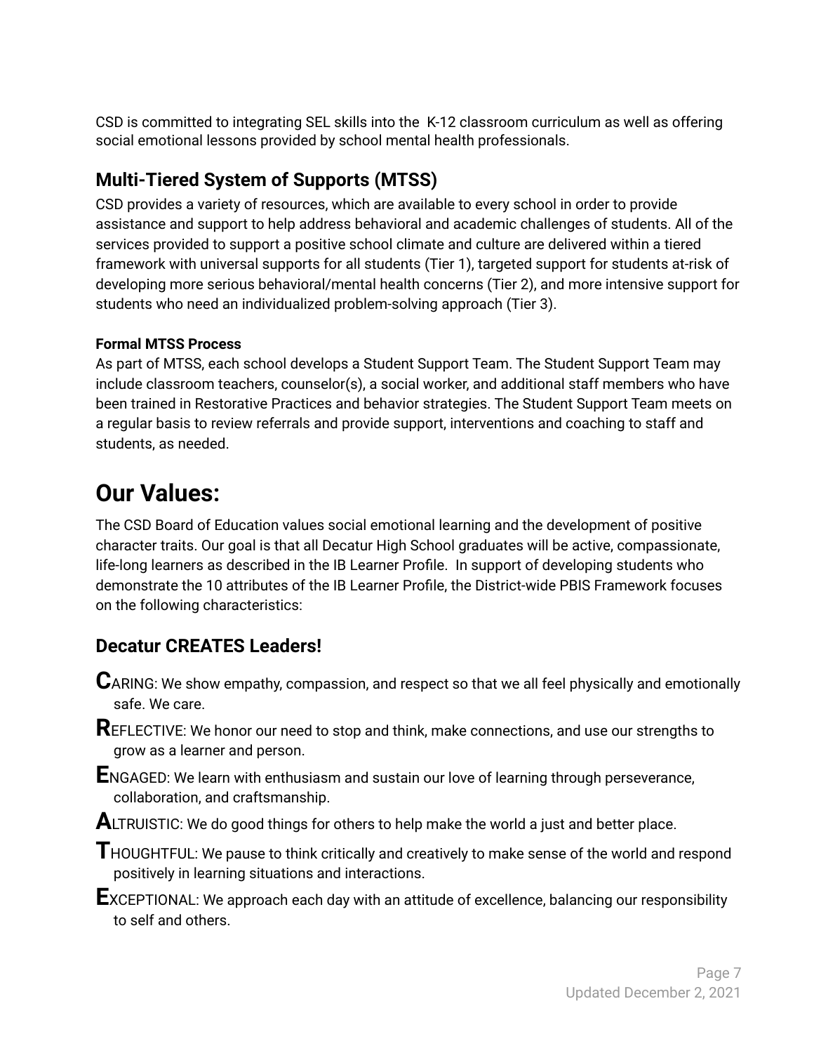CSD is committed to integrating SEL skills into the K-12 classroom curriculum as well as offering social emotional lessons provided by school mental health professionals.

## Multi-Tiered System of Supports (MTSS)

CSD provides a variety of resources, which are available to every school in order to provide assistance and support to help address behavioral and academic challenges of students. All of the services provided to support a positive school climate and culture are delivered within a tiered framework with universal supports for all students (Tier 1), targeted support for students at-risk of developing more serious behavioral/mental health concerns (Tier 2), and more intensive support for students who need an individualized problem-solving approach (Tier 3).

#### Formal MTSS Process

As part of MTSS, each school develops a Student Support Team. The Student Support Team may include classroom teachers, counselor(s), a social worker, and additional staff members who have been trained in Restorative Practices and behavior strategies. The Student Support Team meets on a regular basis to review referrals and provide support, interventions and coaching to staff and students, as needed.

# Our Values:

The CSD Board of Education values social emotional learning and the development of positive character traits. Our goal is that all Decatur High School graduates will be active, compassionate, life-long learners as described in the IB Learner Profile. In support of developing students who demonstrate the 10 attributes of the IB Learner Profile, the District-wide PBIS Framework focuses on the following characteristics:

## Decatur CREATES Leaders!

**C**ARING: We show empathy, compassion, and respect so that we all feel physically and emotionally safe. We care.

**R**EFLECTIVE: We honor our need to stop and think, make connections, and use our strengths to grow as a learner and person.

**E**NGAGED: We learn with enthusiasm and sustain our love of learning through perseverance, collaboration, and craftsmanship.

**A**LTRUISTIC: We do good things for others to help make the world a just and better place.

**T**HOUGHTFUL: We pause to think critically and creatively to make sense of the world and respond positively in learning situations and interactions.

**E**XCEPTIONAL: We approach each day with an attitude of excellence, balancing our responsibility to self and others.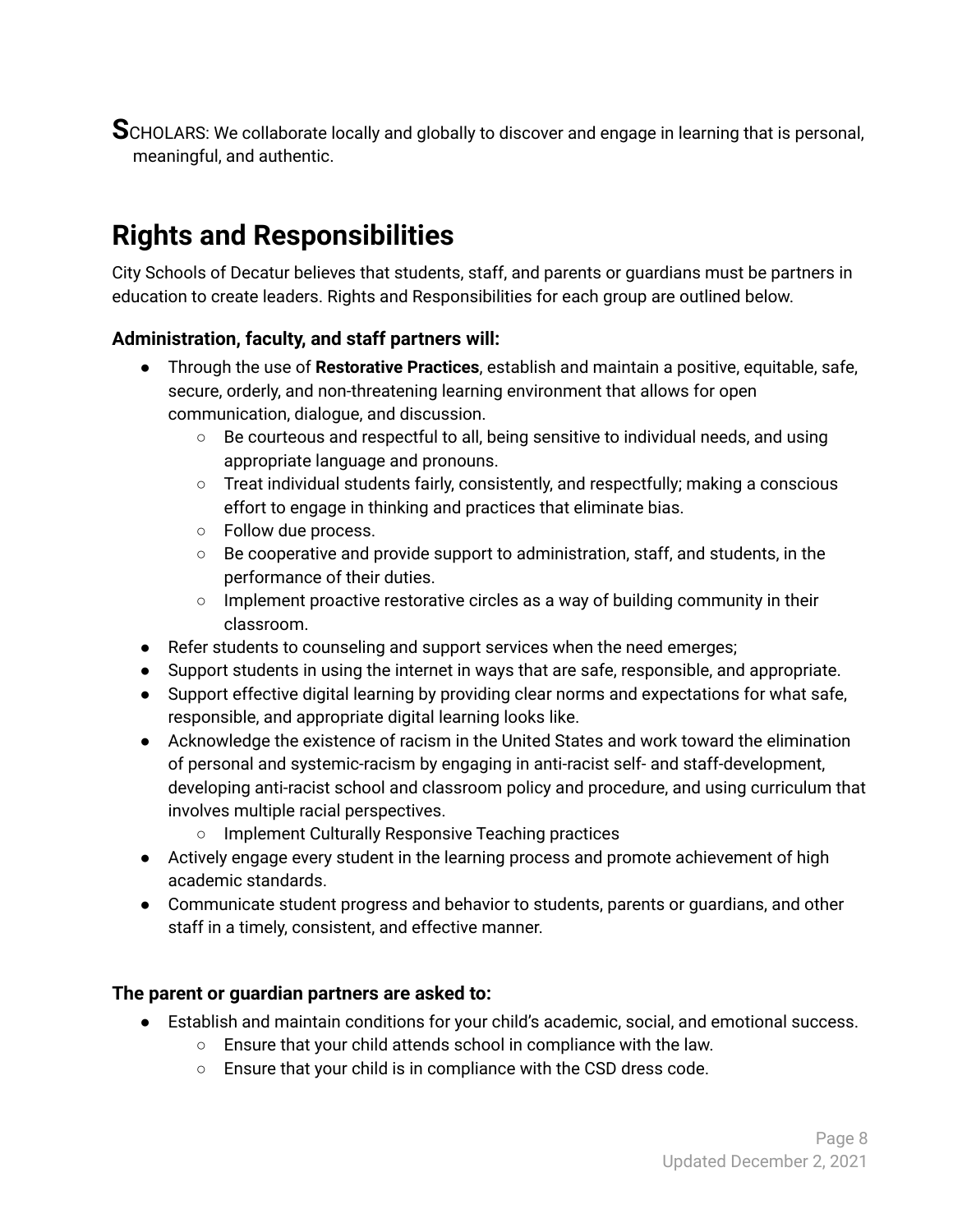**S**CHOLARS: We collaborate locally and globally to discover and engage in learning that is personal, meaningful, and authentic.

# Rights and Responsibilities

City Schools of Decatur believes that students, staff, and parents or guardians must be partners in education to create leaders. Rights and Responsibilities for each group are outlined below.

### Administration, faculty, and staff partners will:

- Through the use of **Restorative Practices**, establish and maintain a positive, equitable, safe, secure, orderly, and non-threatening learning environment that allows for open communication, dialogue, and discussion.
  - Be courteous and respectful to all, being sensitive to individual needs, and using appropriate language and pronouns.
  - Treat individual students fairly, consistently, and respectfully; making a conscious effort to engage in thinking and practices that eliminate bias.
  - Follow due process.
  - Be cooperative and provide support to administration, staff, and students, in the performance of their duties.
  - Implement proactive restorative circles as a way of building community in their classroom.
- Refer students to counseling and support services when the need emerges;
- Support students in using the internet in ways that are safe, responsible, and appropriate.
- Support effective digital learning by providing clear norms and expectations for what safe, responsible, and appropriate digital learning looks like.
- Acknowledge the existence of racism in the United States and work toward the elimination of personal and systemic-racism by engaging in anti-racist self- and staff-development, developing anti-racist school and classroom policy and procedure, and using curriculum that involves multiple racial perspectives.
  - Implement Culturally Responsive Teaching practices
- Actively engage every student in the learning process and promote achievement of high academic standards.
- Communicate student progress and behavior to students, parents or guardians, and other staff in a timely, consistent, and effective manner.

### The parent or guardian partners are asked to:

- Establish and maintain conditions for your child's academic, social, and emotional success.
  - Ensure that your child attends school in compliance with the law.
  - Ensure that your child is in compliance with the CSD dress code.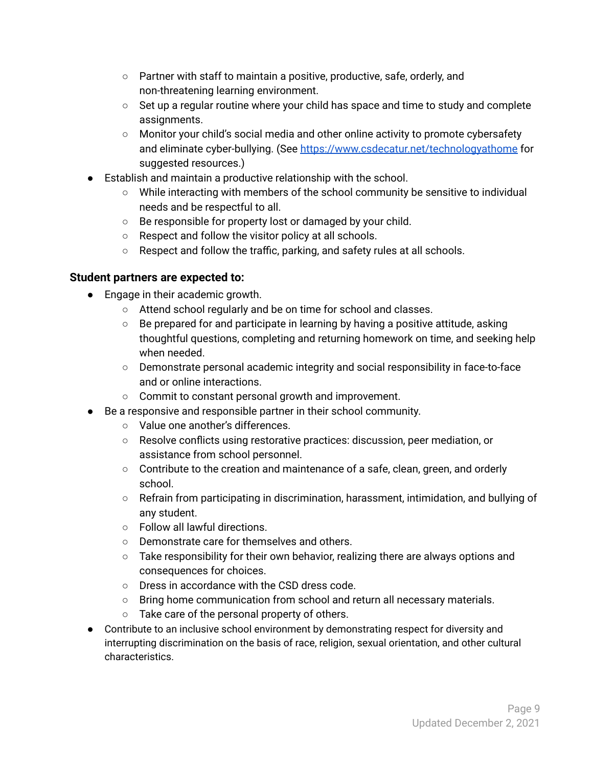- Partner with staff to maintain a positive, productive, safe, orderly, and non-threatening learning environment.
    - Set up a regular routine where your child has space and time to study and complete assignments.
    - Monitor your child's social media and other online activity to promote cybersafety and eliminate cyber-bullying. (See [https://www.csdecatur.net/technologyathome](https://www.csdecatur.net/technologyathome) for suggested resources.)
- Establish and maintain a productive relationship with the school.
    - While interacting with members of the school community be sensitive to individual needs and be respectful to all.
    - Be responsible for property lost or damaged by your child.
    - Respect and follow the visitor policy at all schools.
    - Respect and follow the traffic, parking, and safety rules at all schools.

**Student partners are expected to:**

- Engage in their academic growth.
    - Attend school regularly and be on time for school and classes.
    - Be prepared for and participate in learning by having a positive attitude, asking thoughtful questions, completing and returning homework on time, and seeking help when needed.
    - Demonstrate personal academic integrity and social responsibility in face-to-face and or online interactions.
    - Commit to constant personal growth and improvement.
- Be a responsive and responsible partner in their school community.
    - Value one another's differences.
    - Resolve conflicts using restorative practices: discussion, peer mediation, or assistance from school personnel.
    - Contribute to the creation and maintenance of a safe, clean, green, and orderly school.
    - Refrain from participating in discrimination, harassment, intimidation, and bullying of any student.
    - Follow all lawful directions.
    - Demonstrate care for themselves and others.
    - Take responsibility for their own behavior, realizing there are always options and consequences for choices.
    - Dress in accordance with the CSD dress code.
    - Bring home communication from school and return all necessary materials.
    - Take care of the personal property of others.
- Contribute to an inclusive school environment by demonstrating respect for diversity and interrupting discrimination on the basis of race, religion, sexual orientation, and other cultural characteristics.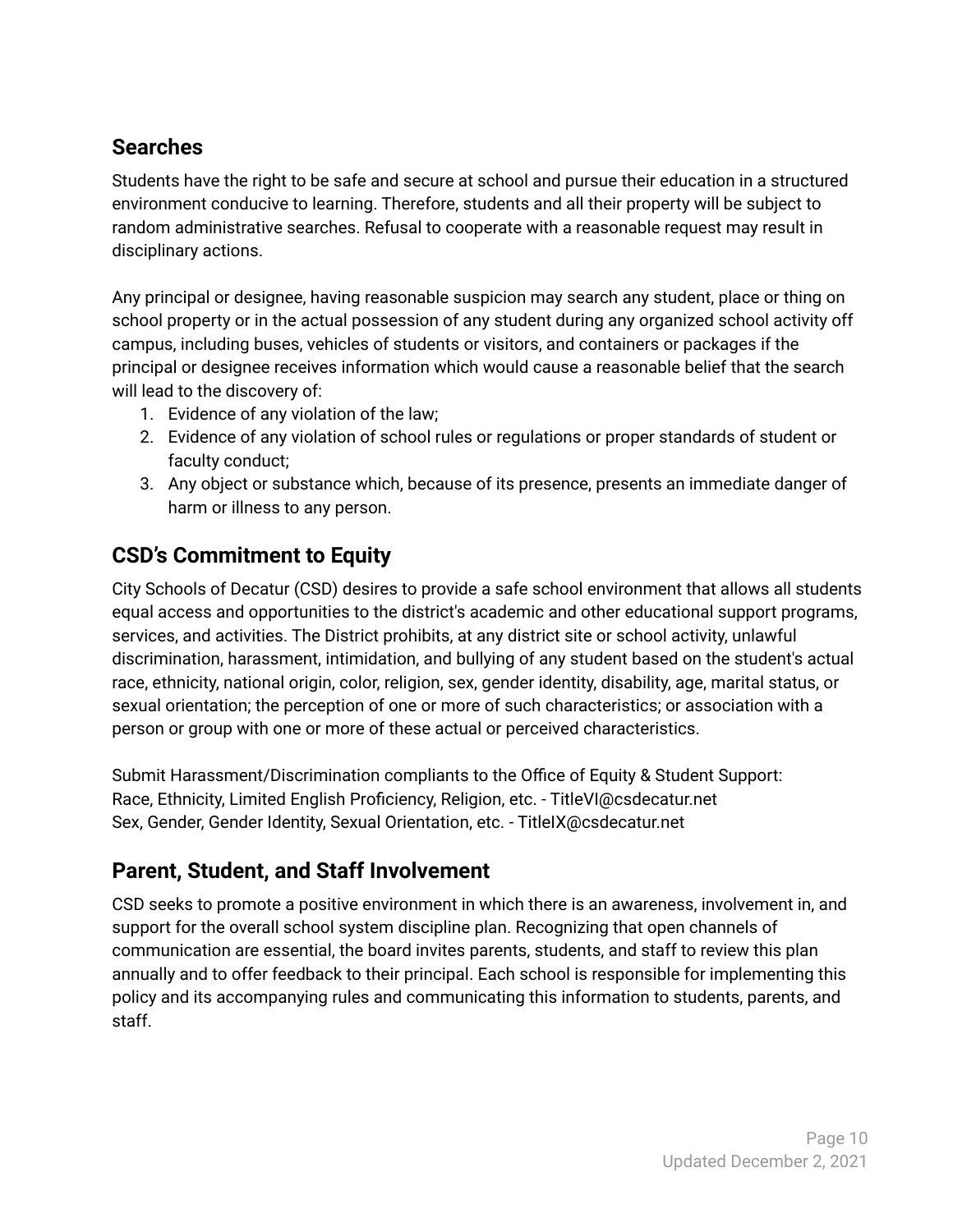## Searches

Students have the right to be safe and secure at school and pursue their education in a structured environment conducive to learning. Therefore, students and all their property will be subject to random administrative searches. Refusal to cooperate with a reasonable request may result in disciplinary actions.

Any principal or designee, having reasonable suspicion may search any student, place or thing on school property or in the actual possession of any student during any organized school activity off campus, including buses, vehicles of students or visitors, and containers or packages if the principal or designee receives information which would cause a reasonable belief that the search will lead to the discovery of:

1. Evidence of any violation of the law;
2. Evidence of any violation of school rules or regulations or proper standards of student or faculty conduct;
3. Any object or substance which, because of its presence, presents an immediate danger of harm or illness to any person.

## CSD's Commitment to Equity

City Schools of Decatur (CSD) desires to provide a safe school environment that allows all students equal access and opportunities to the district's academic and other educational support programs, services, and activities. The District prohibits, at any district site or school activity, unlawful discrimination, harassment, intimidation, and bullying of any student based on the student's actual race, ethnicity, national origin, color, religion, sex, gender identity, disability, age, marital status, or sexual orientation; the perception of one or more of such characteristics; or association with a person or group with one or more of these actual or perceived characteristics.

Submit Harassment/Discrimination compliants to the Office of Equity & Student Support:
Race, Ethnicity, Limited English Proficiency, Religion, etc. - TitleVI@csdecatur.net
Sex, Gender, Gender Identity, Sexual Orientation, etc. - TitleIX@csdecatur.net

## Parent, Student, and Staff Involvement

CSD seeks to promote a positive environment in which there is an awareness, involvement in, and support for the overall school system discipline plan. Recognizing that open channels of communication are essential, the board invites parents, students, and staff to review this plan annually and to offer feedback to their principal. Each school is responsible for implementing this policy and its accompanying rules and communicating this information to students, parents, and staff.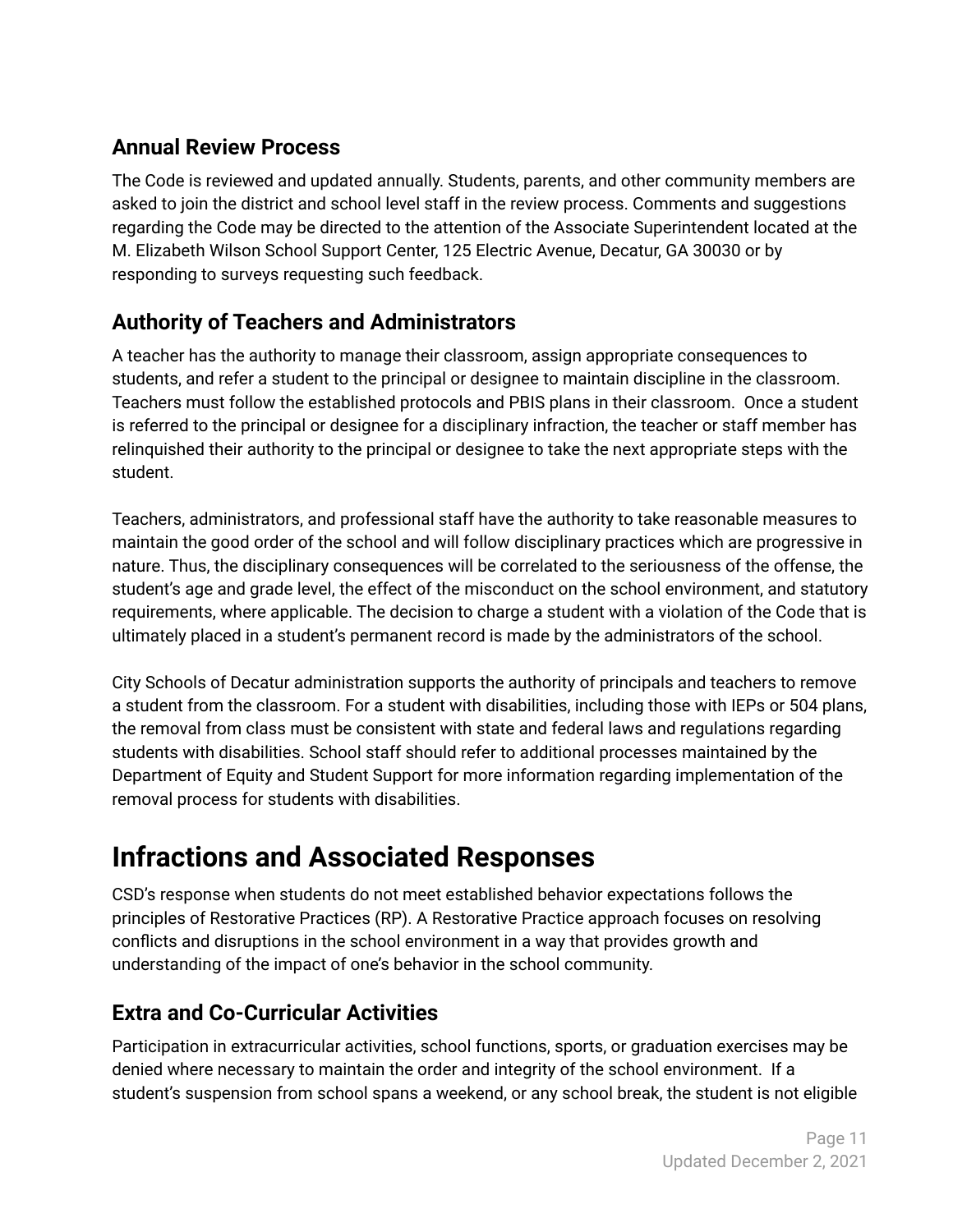## Annual Review Process

The Code is reviewed and updated annually. Students, parents, and other community members are asked to join the district and school level staff in the review process. Comments and suggestions regarding the Code may be directed to the attention of the Associate Superintendent located at the M. Elizabeth Wilson School Support Center, 125 Electric Avenue, Decatur, GA 30030 or by responding to surveys requesting such feedback.

## Authority of Teachers and Administrators

A teacher has the authority to manage their classroom, assign appropriate consequences to students, and refer a student to the principal or designee to maintain discipline in the classroom. Teachers must follow the established protocols and PBIS plans in their classroom. Once a student is referred to the principal or designee for a disciplinary infraction, the teacher or staff member has relinquished their authority to the principal or designee to take the next appropriate steps with the student.

Teachers, administrators, and professional staff have the authority to take reasonable measures to maintain the good order of the school and will follow disciplinary practices which are progressive in nature. Thus, the disciplinary consequences will be correlated to the seriousness of the offense, the student's age and grade level, the effect of the misconduct on the school environment, and statutory requirements, where applicable. The decision to charge a student with a violation of the Code that is ultimately placed in a student's permanent record is made by the administrators of the school.

City Schools of Decatur administration supports the authority of principals and teachers to remove a student from the classroom. For a student with disabilities, including those with IEPs or 504 plans, the removal from class must be consistent with state and federal laws and regulations regarding students with disabilities. School staff should refer to additional processes maintained by the Department of Equity and Student Support for more information regarding implementation of the removal process for students with disabilities.

# Infractions and Associated Responses

CSD's response when students do not meet established behavior expectations follows the principles of Restorative Practices (RP). A Restorative Practice approach focuses on resolving conflicts and disruptions in the school environment in a way that provides growth and understanding of the impact of one's behavior in the school community.

## Extra and Co-Curricular Activities

Participation in extracurricular activities, school functions, sports, or graduation exercises may be denied where necessary to maintain the order and integrity of the school environment. If a student's suspension from school spans a weekend, or any school break, the student is not eligible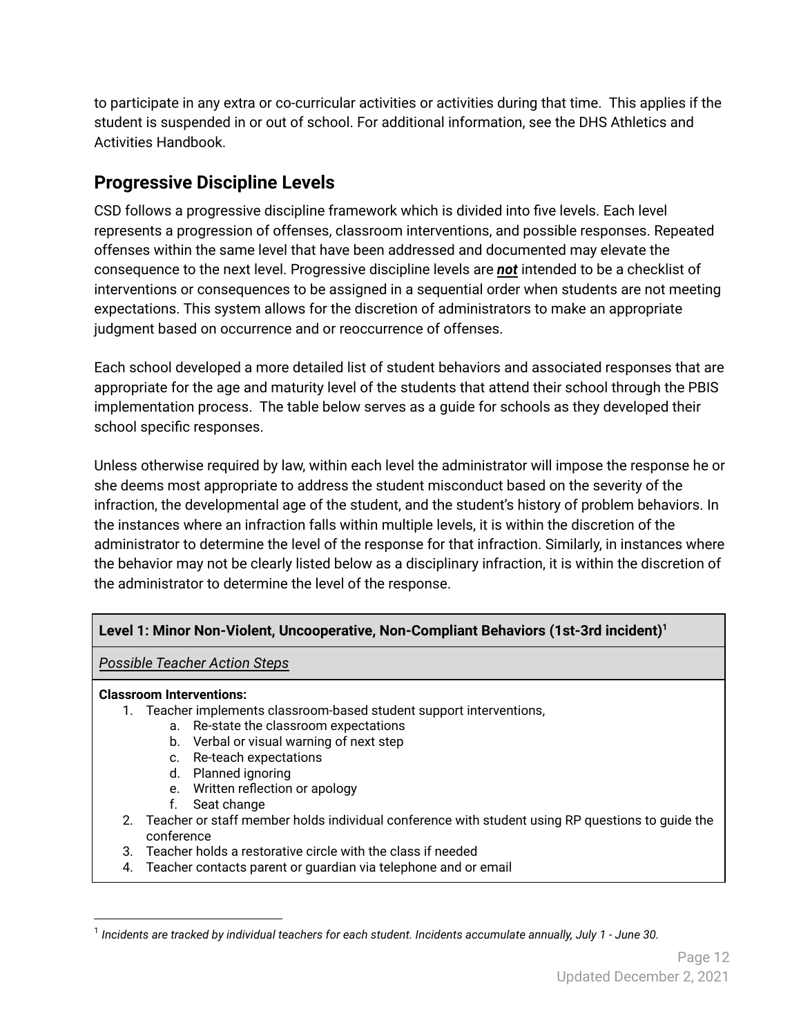to participate in any extra or co-curricular activities or activities during that time. This applies if the student is suspended in or out of school. For additional information, see the DHS Athletics and Activities Handbook.

## Progressive Discipline Levels

CSD follows a progressive discipline framework which is divided into five levels. Each level represents a progression of offenses, classroom interventions, and possible responses. Repeated offenses within the same level that have been addressed and documented may elevate the consequence to the next level. Progressive discipline levels are ***not*** intended to be a checklist of interventions or consequences to be assigned in a sequential order when students are not meeting expectations. This system allows for the discretion of administrators to make an appropriate judgment based on occurrence and or reoccurrence of offenses.

Each school developed a more detailed list of student behaviors and associated responses that are appropriate for the age and maturity level of the students that attend their school through the PBIS implementation process. The table below serves as a guide for schools as they developed their school specific responses.

Unless otherwise required by law, within each level the administrator will impose the response he or she deems most appropriate to address the student misconduct based on the severity of the infraction, the developmental age of the student, and the student's history of problem behaviors. In the instances where an infraction falls within multiple levels, it is within the discretion of the administrator to determine the level of the response for that infraction. Similarly, in instances where the behavior may not be clearly listed below as a disciplinary infraction, it is within the discretion of the administrator to determine the level of the response.

| **Level 1: Minor Non-Violent, Uncooperative, Non-Compliant Behaviors (1st-3rd incident)[1]** |
|---|
| *Possible Teacher Action Steps* |
| **Classroom Interventions:**<br>1. Teacher implements classroom-based student support interventions,<br>&nbsp;&nbsp;&nbsp;&nbsp;a. Re-state the classroom expectations<br>&nbsp;&nbsp;&nbsp;&nbsp;b. Verbal or visual warning of next step<br>&nbsp;&nbsp;&nbsp;&nbsp;c. Re-teach expectations<br>&nbsp;&nbsp;&nbsp;&nbsp;d. Planned ignoring<br>&nbsp;&nbsp;&nbsp;&nbsp;e. Written reflection or apology<br>&nbsp;&nbsp;&nbsp;&nbsp;f. Seat change<br>2. Teacher or staff member holds individual conference with student using RP questions to guide the conference<br>3. Teacher holds a restorative circle with the class if needed<br>4. Teacher contacts parent or guardian via telephone and or email |

[1] *Incidents are tracked by individual teachers for each student. Incidents accumulate annually, July 1 - June 30.*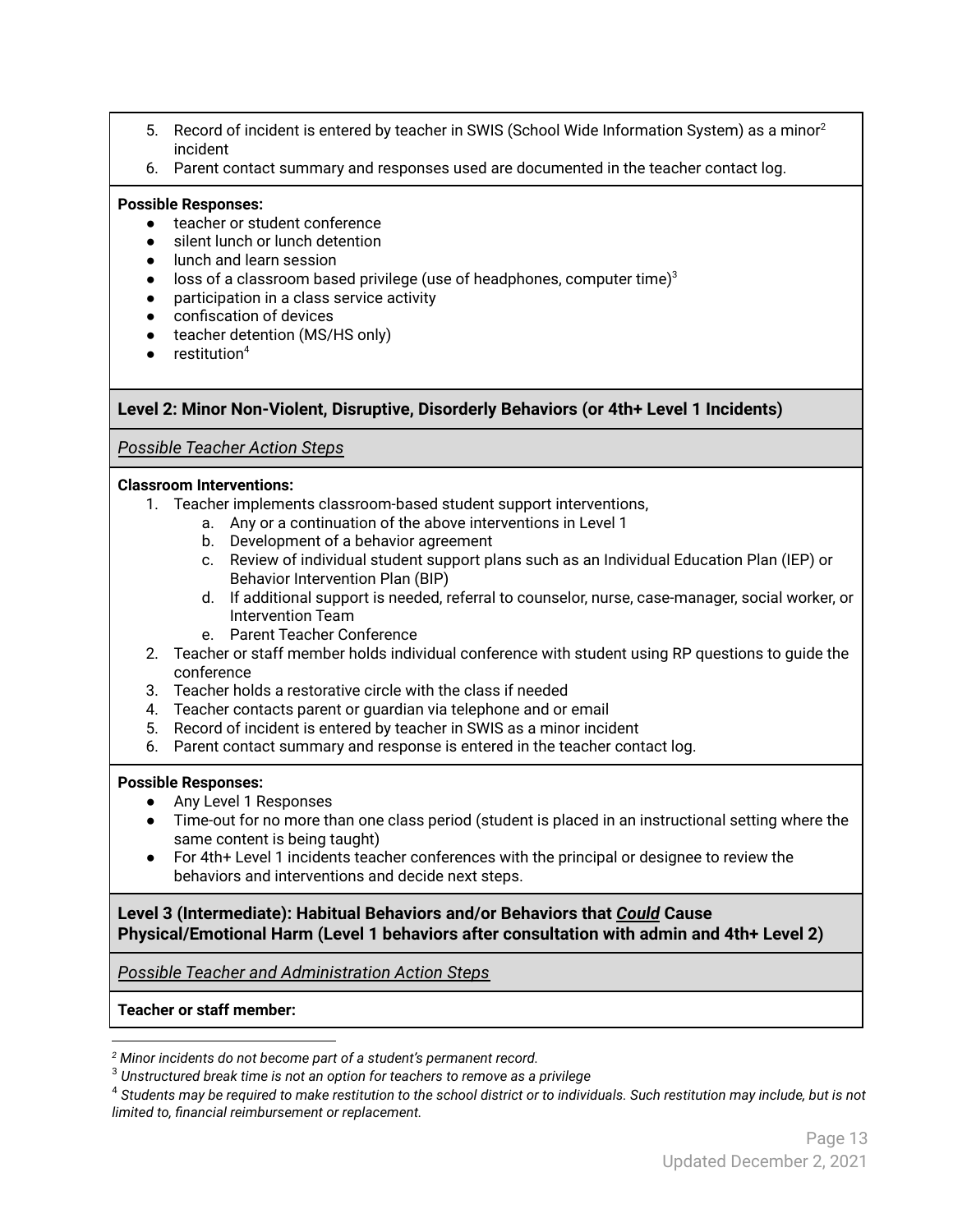5. Record of incident is entered by teacher in SWIS (School Wide Information System) as a minor[2] incident
6. Parent contact summary and responses used are documented in the teacher contact log.

**Possible Responses:**

- teacher or student conference
- silent lunch or lunch detention
- lunch and learn session
- loss of a classroom based privilege (use of headphones, computer time)[3]
- participation in a class service activity
- confiscation of devices
- teacher detention (MS/HS only)
- restitution[4]

**Level 2: Minor Non-Violent, Disruptive, Disorderly Behaviors (or 4th+ Level 1 Incidents)**

*Possible Teacher Action Steps*

**Classroom Interventions:**

1. Teacher implements classroom-based student support interventions,
   a. Any or a continuation of the above interventions in Level 1
   b. Development of a behavior agreement
   c. Review of individual student support plans such as an Individual Education Plan (IEP) or Behavior Intervention Plan (BIP)
   d. If additional support is needed, referral to counselor, nurse, case-manager, social worker, or Intervention Team
   e. Parent Teacher Conference
2. Teacher or staff member holds individual conference with student using RP questions to guide the conference
3. Teacher holds a restorative circle with the class if needed
4. Teacher contacts parent or guardian via telephone and or email
5. Record of incident is entered by teacher in SWIS as a minor incident
6. Parent contact summary and response is entered in the teacher contact log.

**Possible Responses:**

- Any Level 1 Responses
- Time-out for no more than one class period (student is placed in an instructional setting where the same content is being taught)
- For 4th+ Level 1 incidents teacher conferences with the principal or designee to review the behaviors and interventions and decide next steps.

**Level 3 (Intermediate): Habitual Behaviors and/or Behaviors that *Could* Cause Physical/Emotional Harm (Level 1 behaviors after consultation with admin and 4th+ Level 2)**

*Possible Teacher and Administration Action Steps*

**Teacher or staff member:**

---

[2] *Minor incidents do not become part of a student's permanent record.*

[3] *Unstructured break time is not an option for teachers to remove as a privilege*

[4] *Students may be required to make restitution to the school district or to individuals. Such restitution may include, but is not limited to, financial reimbursement or replacement.*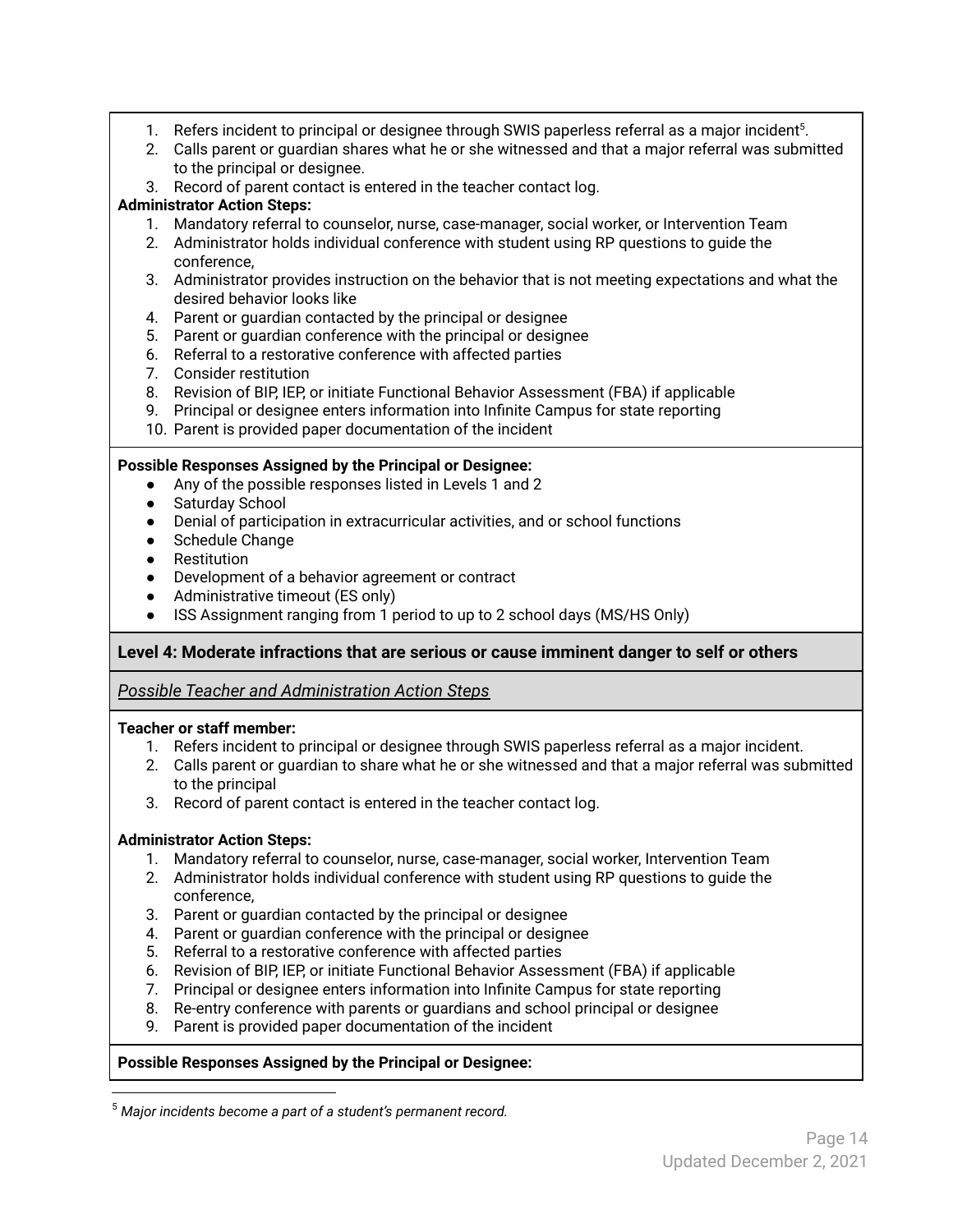1. Refers incident to principal or designee through SWIS paperless referral as a major incident[5].
2. Calls parent or guardian shares what he or she witnessed and that a major referral was submitted to the principal or designee.
3. Record of parent contact is entered in the teacher contact log.

**Administrator Action Steps:**

1. Mandatory referral to counselor, nurse, case-manager, social worker, or Intervention Team
2. Administrator holds individual conference with student using RP questions to guide the conference,
3. Administrator provides instruction on the behavior that is not meeting expectations and what the desired behavior looks like
4. Parent or guardian contacted by the principal or designee
5. Parent or guardian conference with the principal or designee
6. Referral to a restorative conference with affected parties
7. Consider restitution
8. Revision of BIP, IEP, or initiate Functional Behavior Assessment (FBA) if applicable
9. Principal or designee enters information into Infinite Campus for state reporting
10. Parent is provided paper documentation of the incident

**Possible Responses Assigned by the Principal or Designee:**

- Any of the possible responses listed in Levels 1 and 2
- Saturday School
- Denial of participation in extracurricular activities, and or school functions
- Schedule Change
- Restitution
- Development of a behavior agreement or contract
- Administrative timeout (ES only)
- ISS Assignment ranging from 1 period to up to 2 school days (MS/HS Only)

**Level 4: Moderate infractions that are serious or cause imminent danger to self or others**

*Possible Teacher and Administration Action Steps*

**Teacher or staff member:**

1. Refers incident to principal or designee through SWIS paperless referral as a major incident.
2. Calls parent or guardian to share what he or she witnessed and that a major referral was submitted to the principal
3. Record of parent contact is entered in the teacher contact log.

**Administrator Action Steps:**

1. Mandatory referral to counselor, nurse, case-manager, social worker, Intervention Team
2. Administrator holds individual conference with student using RP questions to guide the conference,
3. Parent or guardian contacted by the principal or designee
4. Parent or guardian conference with the principal or designee
5. Referral to a restorative conference with affected parties
6. Revision of BIP, IEP, or initiate Functional Behavior Assessment (FBA) if applicable
7. Principal or designee enters information into Infinite Campus for state reporting
8. Re-entry conference with parents or guardians and school principal or designee
9. Parent is provided paper documentation of the incident

**Possible Responses Assigned by the Principal or Designee:**

[5] *Major incidents become a part of a student's permanent record.*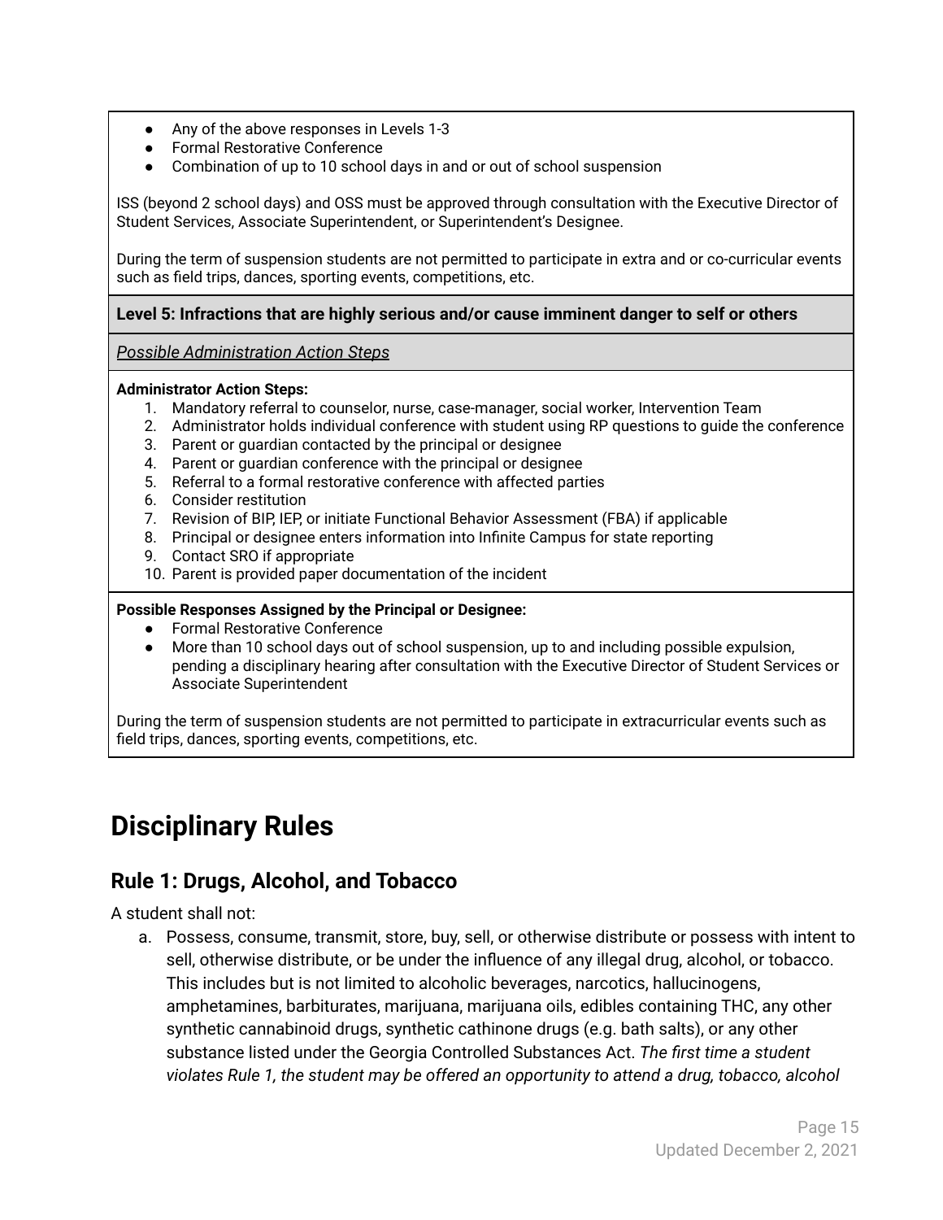- Any of the above responses in Levels 1-3
- Formal Restorative Conference
- Combination of up to 10 school days in and or out of school suspension

ISS (beyond 2 school days) and OSS must be approved through consultation with the Executive Director of Student Services, Associate Superintendent, or Superintendent's Designee.

During the term of suspension students are not permitted to participate in extra and or co-curricular events such as field trips, dances, sporting events, competitions, etc.

**Level 5: Infractions that are highly serious and/or cause imminent danger to self or others**

*Possible Administration Action Steps*

**Administrator Action Steps:**

1. Mandatory referral to counselor, nurse, case-manager, social worker, Intervention Team
2. Administrator holds individual conference with student using RP questions to guide the conference
3. Parent or guardian contacted by the principal or designee
4. Parent or guardian conference with the principal or designee
5. Referral to a formal restorative conference with affected parties
6. Consider restitution
7. Revision of BIP, IEP, or initiate Functional Behavior Assessment (FBA) if applicable
8. Principal or designee enters information into Infinite Campus for state reporting
9. Contact SRO if appropriate
10. Parent is provided paper documentation of the incident

**Possible Responses Assigned by the Principal or Designee:**

- Formal Restorative Conference
- More than 10 school days out of school suspension, up to and including possible expulsion, pending a disciplinary hearing after consultation with the Executive Director of Student Services or Associate Superintendent

During the term of suspension students are not permitted to participate in extracurricular events such as field trips, dances, sporting events, competitions, etc.

# Disciplinary Rules

## Rule 1: Drugs, Alcohol, and Tobacco

A student shall not:

a. Possess, consume, transmit, store, buy, sell, or otherwise distribute or possess with intent to sell, otherwise distribute, or be under the influence of any illegal drug, alcohol, or tobacco. This includes but is not limited to alcoholic beverages, narcotics, hallucinogens, amphetamines, barbiturates, marijuana, marijuana oils, edibles containing THC, any other synthetic cannabinoid drugs, synthetic cathinone drugs (e.g. bath salts), or any other substance listed under the Georgia Controlled Substances Act. *The first time a student violates Rule 1, the student may be offered an opportunity to attend a drug, tobacco, alcohol*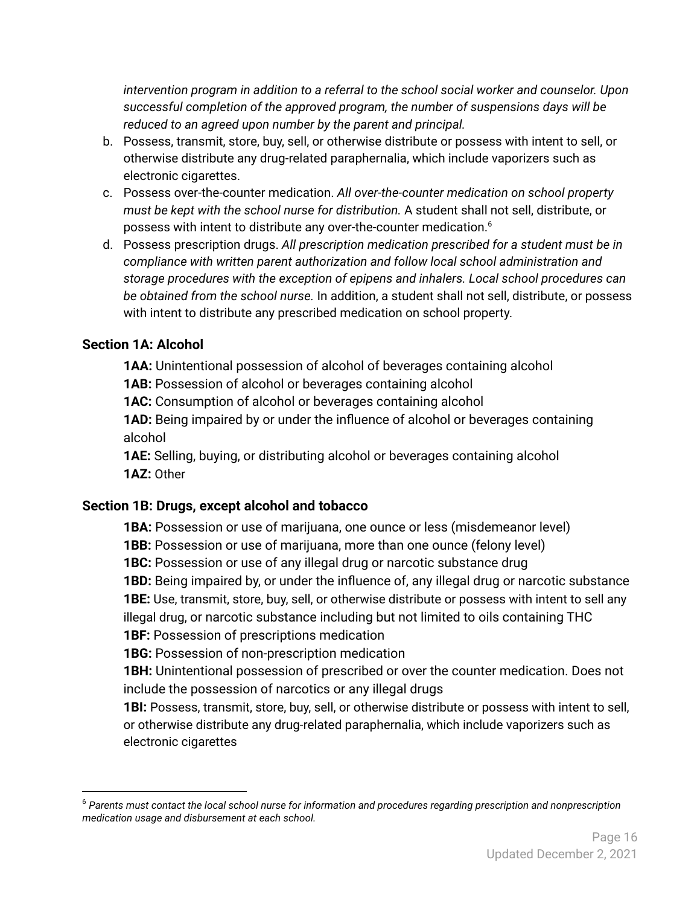*intervention program in addition to a referral to the school social worker and counselor. Upon successful completion of the approved program, the number of suspensions days will be reduced to an agreed upon number by the parent and principal.*

b. Possess, transmit, store, buy, sell, or otherwise distribute or possess with intent to sell, or otherwise distribute any drug-related paraphernalia, which include vaporizers such as electronic cigarettes.
c. Possess over-the-counter medication. *All over-the-counter medication on school property must be kept with the school nurse for distribution.* A student shall not sell, distribute, or possess with intent to distribute any over-the-counter medication.[6]
d. Possess prescription drugs. *All prescription medication prescribed for a student must be in compliance with written parent authorization and follow local school administration and storage procedures with the exception of epipens and inhalers. Local school procedures can be obtained from the school nurse.* In addition, a student shall not sell, distribute, or possess with intent to distribute any prescribed medication on school property.

### Section 1A: Alcohol

**1AA:** Unintentional possession of alcohol of beverages containing alcohol
**1AB:** Possession of alcohol or beverages containing alcohol
**1AC:** Consumption of alcohol or beverages containing alcohol
**1AD:** Being impaired by or under the influence of alcohol or beverages containing alcohol
**1AE:** Selling, buying, or distributing alcohol or beverages containing alcohol
**1AZ:** Other

### Section 1B: Drugs, except alcohol and tobacco

**1BA:** Possession or use of marijuana, one ounce or less (misdemeanor level)
**1BB:** Possession or use of marijuana, more than one ounce (felony level)
**1BC:** Possession or use of any illegal drug or narcotic substance drug
**1BD:** Being impaired by, or under the influence of, any illegal drug or narcotic substance
**1BE:** Use, transmit, store, buy, sell, or otherwise distribute or possess with intent to sell any illegal drug, or narcotic substance including but not limited to oils containing THC
**1BF:** Possession of prescriptions medication
**1BG:** Possession of non-prescription medication
**1BH:** Unintentional possession of prescribed or over the counter medication. Does not include the possession of narcotics or any illegal drugs
**1BI:** Possess, transmit, store, buy, sell, or otherwise distribute or possess with intent to sell, or otherwise distribute any drug-related paraphernalia, which include vaporizers such as electronic cigarettes

---

[6] *Parents must contact the local school nurse for information and procedures regarding prescription and nonprescription medication usage and disbursement at each school.*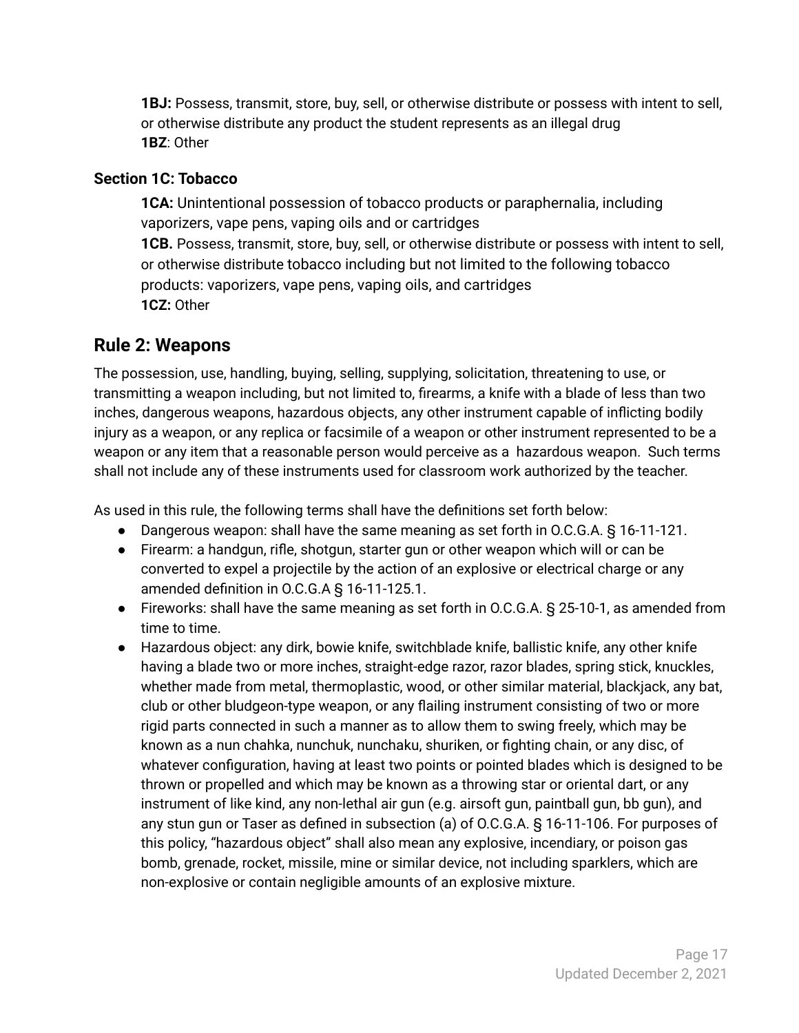**1BJ:** Possess, transmit, store, buy, sell, or otherwise distribute or possess with intent to sell, or otherwise distribute any product the student represents as an illegal drug
**1BZ**: Other

### Section 1C: Tobacco

**1CA:** Unintentional possession of tobacco products or paraphernalia, including vaporizers, vape pens, vaping oils and or cartridges
**1CB.** Possess, transmit, store, buy, sell, or otherwise distribute or possess with intent to sell, or otherwise distribute tobacco including but not limited to the following tobacco products: vaporizers, vape pens, vaping oils, and cartridges
**1CZ:** Other

## Rule 2: Weapons

The possession, use, handling, buying, selling, supplying, solicitation, threatening to use, or transmitting a weapon including, but not limited to, firearms, a knife with a blade of less than two inches, dangerous weapons, hazardous objects, any other instrument capable of inflicting bodily injury as a weapon, or any replica or facsimile of a weapon or other instrument represented to be a weapon or any item that a reasonable person would perceive as a hazardous weapon. Such terms shall not include any of these instruments used for classroom work authorized by the teacher.

As used in this rule, the following terms shall have the definitions set forth below:

- Dangerous weapon: shall have the same meaning as set forth in O.C.G.A. § 16-11-121.
- Firearm: a handgun, rifle, shotgun, starter gun or other weapon which will or can be converted to expel a projectile by the action of an explosive or electrical charge or any amended definition in O.C.G.A § 16-11-125.1.
- Fireworks: shall have the same meaning as set forth in O.C.G.A. § 25-10-1, as amended from time to time.
- Hazardous object: any dirk, bowie knife, switchblade knife, ballistic knife, any other knife having a blade two or more inches, straight-edge razor, razor blades, spring stick, knuckles, whether made from metal, thermoplastic, wood, or other similar material, blackjack, any bat, club or other bludgeon-type weapon, or any flailing instrument consisting of two or more rigid parts connected in such a manner as to allow them to swing freely, which may be known as a nun chahka, nunchuk, nunchaku, shuriken, or fighting chain, or any disc, of whatever configuration, having at least two points or pointed blades which is designed to be thrown or propelled and which may be known as a throwing star or oriental dart, or any instrument of like kind, any non-lethal air gun (e.g. airsoft gun, paintball gun, bb gun), and any stun gun or Taser as defined in subsection (a) of O.C.G.A. § 16-11-106. For purposes of this policy, "hazardous object" shall also mean any explosive, incendiary, or poison gas bomb, grenade, rocket, missile, mine or similar device, not including sparklers, which are non-explosive or contain negligible amounts of an explosive mixture.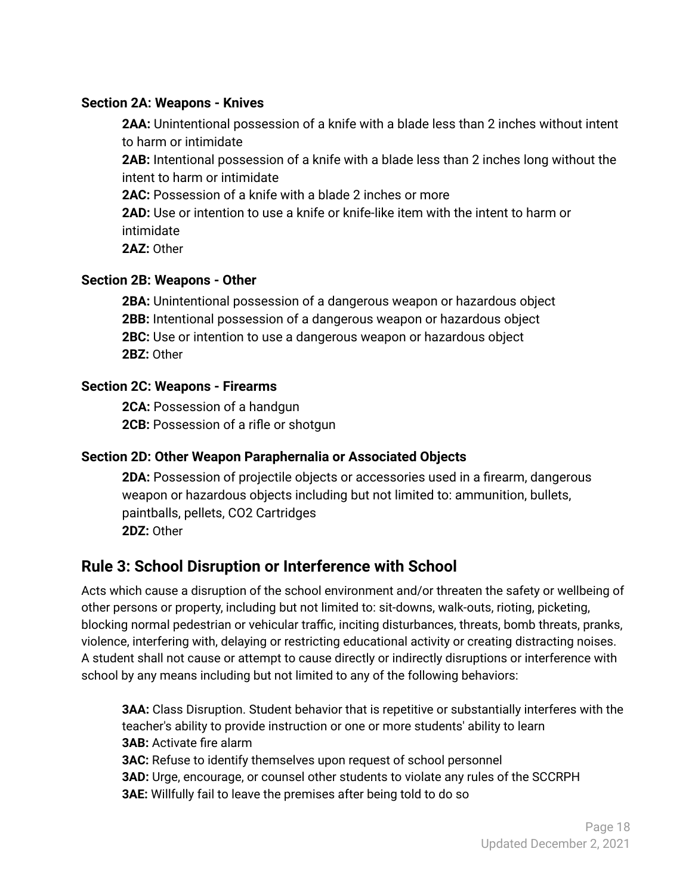### Section 2A: Weapons - Knives

**2AA:** Unintentional possession of a knife with a blade less than 2 inches without intent to harm or intimidate
**2AB:** Intentional possession of a knife with a blade less than 2 inches long without the intent to harm or intimidate
**2AC:** Possession of a knife with a blade 2 inches or more
**2AD:** Use or intention to use a knife or knife-like item with the intent to harm or intimidate
**2AZ:** Other

### Section 2B: Weapons - Other

**2BA:** Unintentional possession of a dangerous weapon or hazardous object
**2BB:** Intentional possession of a dangerous weapon or hazardous object
**2BC:** Use or intention to use a dangerous weapon or hazardous object
**2BZ:** Other

### Section 2C: Weapons - Firearms

**2CA:** Possession of a handgun
**2CB:** Possession of a rifle or shotgun

### Section 2D: Other Weapon Paraphernalia or Associated Objects

**2DA:** Possession of projectile objects or accessories used in a firearm, dangerous weapon or hazardous objects including but not limited to: ammunition, bullets, paintballs, pellets, CO2 Cartridges
**2DZ:** Other

## Rule 3: School Disruption or Interference with School

Acts which cause a disruption of the school environment and/or threaten the safety or wellbeing of other persons or property, including but not limited to: sit-downs, walk-outs, rioting, picketing, blocking normal pedestrian or vehicular traffic, inciting disturbances, threats, bomb threats, pranks, violence, interfering with, delaying or restricting educational activity or creating distracting noises. A student shall not cause or attempt to cause directly or indirectly disruptions or interference with school by any means including but not limited to any of the following behaviors:

**3AA:** Class Disruption. Student behavior that is repetitive or substantially interferes with the teacher's ability to provide instruction or one or more students' ability to learn
**3AB:** Activate fire alarm
**3AC:** Refuse to identify themselves upon request of school personnel
**3AD:** Urge, encourage, or counsel other students to violate any rules of the SCCRPH
**3AE:** Willfully fail to leave the premises after being told to do so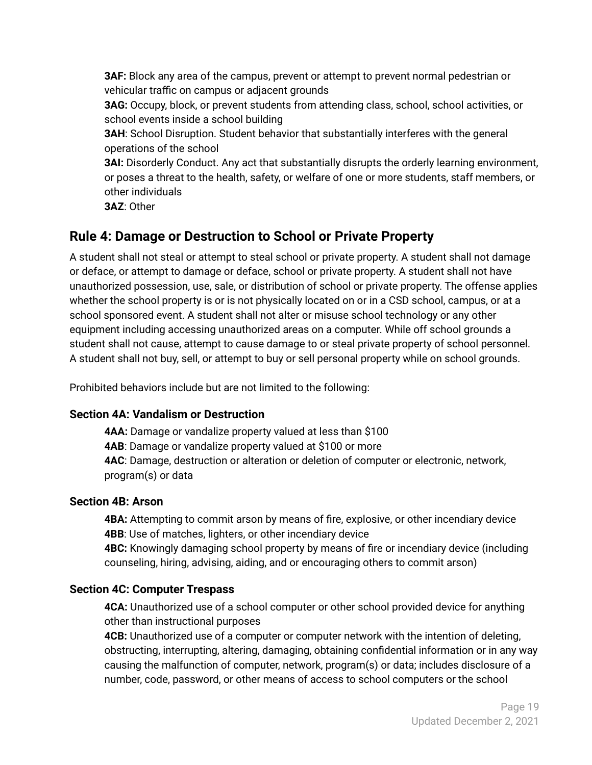**3AF:** Block any area of the campus, prevent or attempt to prevent normal pedestrian or vehicular traffic on campus or adjacent grounds

**3AG:** Occupy, block, or prevent students from attending class, school, school activities, or school events inside a school building

**3AH**: School Disruption. Student behavior that substantially interferes with the general operations of the school

**3AI:** Disorderly Conduct. Any act that substantially disrupts the orderly learning environment, or poses a threat to the health, safety, or welfare of one or more students, staff members, or other individuals

**3AZ**: Other

## Rule 4: Damage or Destruction to School or Private Property

A student shall not steal or attempt to steal school or private property. A student shall not damage or deface, or attempt to damage or deface, school or private property. A student shall not have unauthorized possession, use, sale, or distribution of school or private property. The offense applies whether the school property is or is not physically located on or in a CSD school, campus, or at a school sponsored event. A student shall not alter or misuse school technology or any other equipment including accessing unauthorized areas on a computer. While off school grounds a student shall not cause, attempt to cause damage to or steal private property of school personnel. A student shall not buy, sell, or attempt to buy or sell personal property while on school grounds.

Prohibited behaviors include but are not limited to the following:

### Section 4A: Vandalism or Destruction

**4AA:** Damage or vandalize property valued at less than $100

**4AB**: Damage or vandalize property valued at $100 or more

**4AC**: Damage, destruction or alteration or deletion of computer or electronic, network, program(s) or data

### Section 4B: Arson

**4BA:** Attempting to commit arson by means of fire, explosive, or other incendiary device

**4BB**: Use of matches, lighters, or other incendiary device

**4BC:** Knowingly damaging school property by means of fire or incendiary device (including counseling, hiring, advising, aiding, and or encouraging others to commit arson)

### Section 4C: Computer Trespass

**4CA:** Unauthorized use of a school computer or other school provided device for anything other than instructional purposes

**4CB:** Unauthorized use of a computer or computer network with the intention of deleting, obstructing, interrupting, altering, damaging, obtaining confidential information or in any way causing the malfunction of computer, network, program(s) or data; includes disclosure of a number, code, password, or other means of access to school computers or the school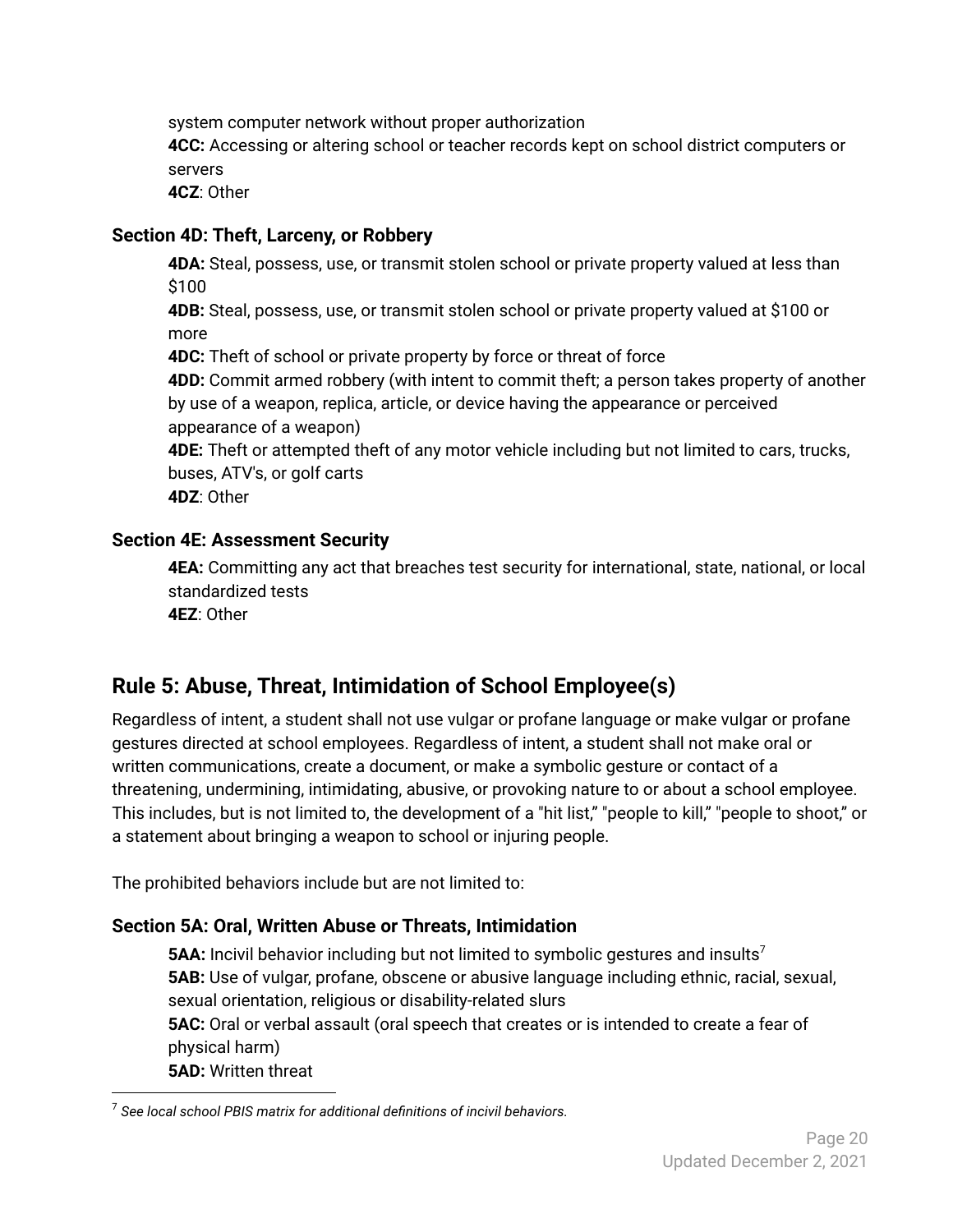system computer network without proper authorization

**4CC:** Accessing or altering school or teacher records kept on school district computers or servers

**4CZ**: Other

### Section 4D: Theft, Larceny, or Robbery

**4DA:** Steal, possess, use, or transmit stolen school or private property valued at less than $100

**4DB:** Steal, possess, use, or transmit stolen school or private property valued at $100 or more

**4DC:** Theft of school or private property by force or threat of force

**4DD:** Commit armed robbery (with intent to commit theft; a person takes property of another by use of a weapon, replica, article, or device having the appearance or perceived appearance of a weapon)

**4DE:** Theft or attempted theft of any motor vehicle including but not limited to cars, trucks, buses, ATV's, or golf carts

**4DZ**: Other

### Section 4E: Assessment Security

**4EA:** Committing any act that breaches test security for international, state, national, or local standardized tests

**4EZ**: Other

## Rule 5: Abuse, Threat, Intimidation of School Employee(s)

Regardless of intent, a student shall not use vulgar or profane language or make vulgar or profane gestures directed at school employees. Regardless of intent, a student shall not make oral or written communications, create a document, or make a symbolic gesture or contact of a threatening, undermining, intimidating, abusive, or provoking nature to or about a school employee. This includes, but is not limited to, the development of a "hit list," "people to kill," "people to shoot," or a statement about bringing a weapon to school or injuring people.

The prohibited behaviors include but are not limited to:

### Section 5A: Oral, Written Abuse or Threats, Intimidation

**5AA:** Incivil behavior including but not limited to symbolic gestures and insults[7]

**5AB:** Use of vulgar, profane, obscene or abusive language including ethnic, racial, sexual, sexual orientation, religious or disability-related slurs

**5AC:** Oral or verbal assault (oral speech that creates or is intended to create a fear of physical harm)

**5AD:** Written threat

[7] *See local school PBIS matrix for additional definitions of incivil behaviors.*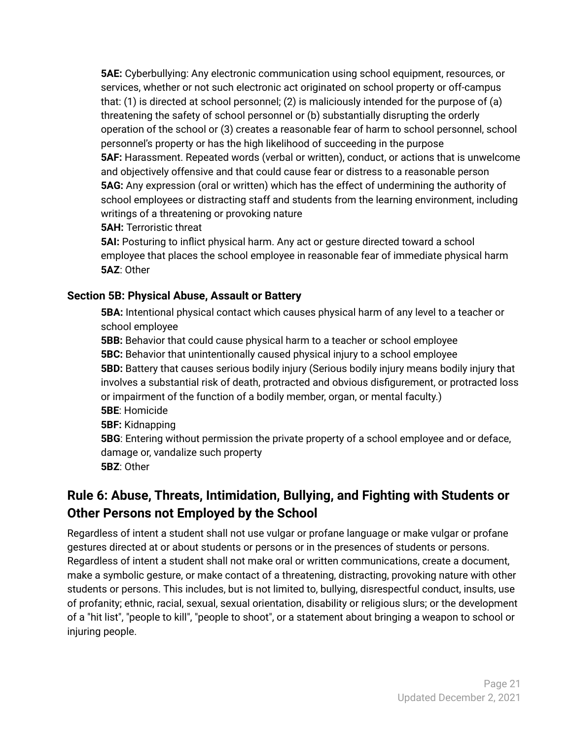**5AE:** Cyberbullying: Any electronic communication using school equipment, resources, or services, whether or not such electronic act originated on school property or off-campus that: (1) is directed at school personnel; (2) is maliciously intended for the purpose of (a) threatening the safety of school personnel or (b) substantially disrupting the orderly operation of the school or (3) creates a reasonable fear of harm to school personnel, school personnel's property or has the high likelihood of succeeding in the purpose

**5AF:** Harassment. Repeated words (verbal or written), conduct, or actions that is unwelcome and objectively offensive and that could cause fear or distress to a reasonable person

**5AG:** Any expression (oral or written) which has the effect of undermining the authority of school employees or distracting staff and students from the learning environment, including writings of a threatening or provoking nature

**5AH:** Terroristic threat

**5AI:** Posturing to inflict physical harm. Any act or gesture directed toward a school employee that places the school employee in reasonable fear of immediate physical harm

**5AZ**: Other

### Section 5B: Physical Abuse, Assault or Battery

**5BA:** Intentional physical contact which causes physical harm of any level to a teacher or school employee

**5BB:** Behavior that could cause physical harm to a teacher or school employee

**5BC:** Behavior that unintentionally caused physical injury to a school employee

**5BD:** Battery that causes serious bodily injury (Serious bodily injury means bodily injury that involves a substantial risk of death, protracted and obvious disfigurement, or protracted loss or impairment of the function of a bodily member, organ, or mental faculty.)

**5BE**: Homicide

**5BF:** Kidnapping

**5BG**: Entering without permission the private property of a school employee and or deface, damage or, vandalize such property

**5BZ**: Other

## Rule 6: Abuse, Threats, Intimidation, Bullying, and Fighting with Students or Other Persons not Employed by the School

Regardless of intent a student shall not use vulgar or profane language or make vulgar or profane gestures directed at or about students or persons or in the presences of students or persons. Regardless of intent a student shall not make oral or written communications, create a document, make a symbolic gesture, or make contact of a threatening, distracting, provoking nature with other students or persons. This includes, but is not limited to, bullying, disrespectful conduct, insults, use of profanity; ethnic, racial, sexual, sexual orientation, disability or religious slurs; or the development of a "hit list", "people to kill", "people to shoot", or a statement about bringing a weapon to school or injuring people.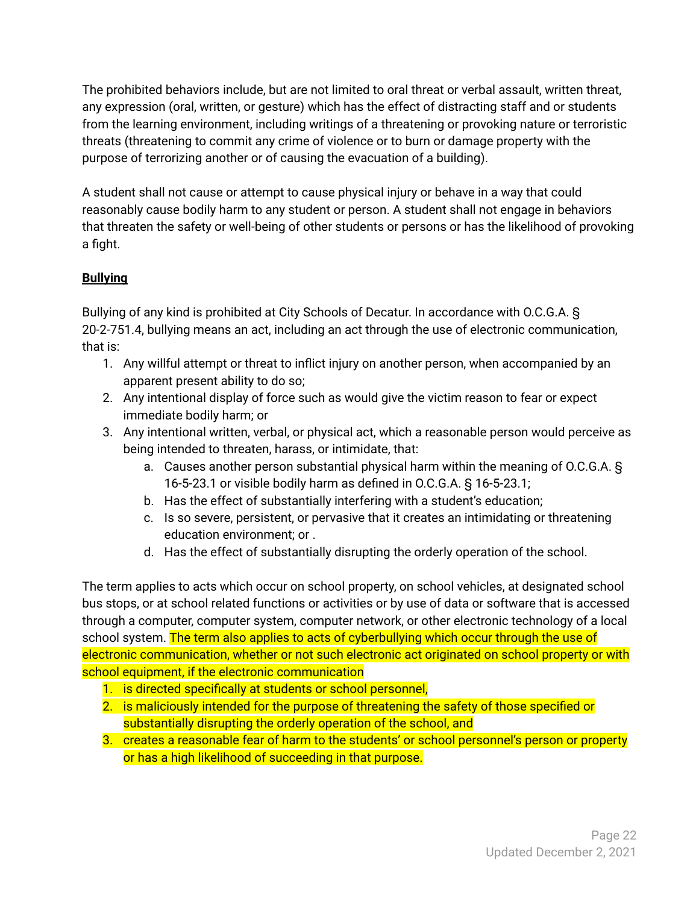The prohibited behaviors include, but are not limited to oral threat or verbal assault, written threat, any expression (oral, written, or gesture) which has the effect of distracting staff and or students from the learning environment, including writings of a threatening or provoking nature or terroristic threats (threatening to commit any crime of violence or to burn or damage property with the purpose of terrorizing another or of causing the evacuation of a building).

A student shall not cause or attempt to cause physical injury or behave in a way that could reasonably cause bodily harm to any student or person. A student shall not engage in behaviors that threaten the safety or well-being of other students or persons or has the likelihood of provoking a fight.

**Bullying**

Bullying of any kind is prohibited at City Schools of Decatur. In accordance with O.C.G.A. § 20-2-751.4, bullying means an act, including an act through the use of electronic communication, that is:

1. Any willful attempt or threat to inflict injury on another person, when accompanied by an apparent present ability to do so;
2. Any intentional display of force such as would give the victim reason to fear or expect immediate bodily harm; or
3. Any intentional written, verbal, or physical act, which a reasonable person would perceive as being intended to threaten, harass, or intimidate, that:
    a. Causes another person substantial physical harm within the meaning of O.C.G.A. § 16-5-23.1 or visible bodily harm as defined in O.C.G.A. § 16-5-23.1;
    b. Has the effect of substantially interfering with a student's education;
    c. Is so severe, persistent, or pervasive that it creates an intimidating or threatening education environment; or .
    d. Has the effect of substantially disrupting the orderly operation of the school.

The term applies to acts which occur on school property, on school vehicles, at designated school bus stops, or at school related functions or activities or by use of data or software that is accessed through a computer, computer system, computer network, or other electronic technology of a local school system. The term also applies to acts of cyberbullying which occur through the use of electronic communication, whether or not such electronic act originated on school property or with school equipment, if the electronic communication

1. is directed specifically at students or school personnel,
2. is maliciously intended for the purpose of threatening the safety of those specified or substantially disrupting the orderly operation of the school, and
3. creates a reasonable fear of harm to the students' or school personnel's person or property or has a high likelihood of succeeding in that purpose.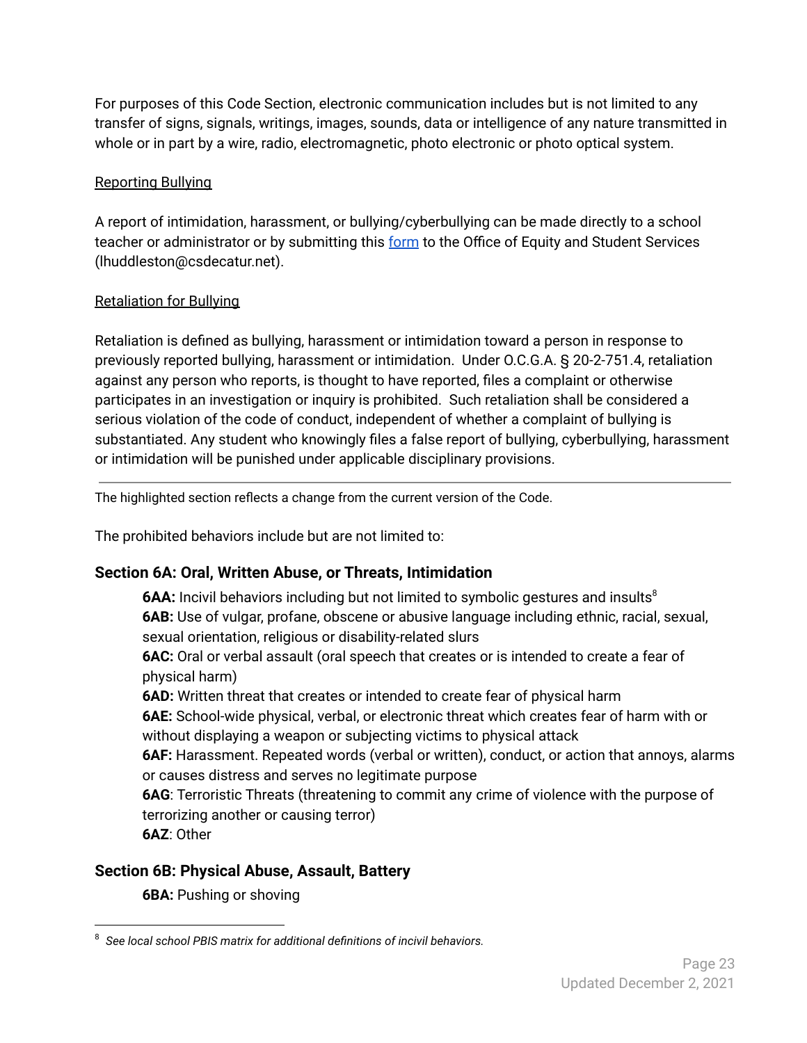For purposes of this Code Section, electronic communication includes but is not limited to any transfer of signs, signals, writings, images, sounds, data or intelligence of any nature transmitted in whole or in part by a wire, radio, electromagnetic, photo electronic or photo optical system.

Reporting Bullying

A report of intimidation, harassment, or bullying/cyberbullying can be made directly to a school teacher or administrator or by submitting this [form](form) to the Office of Equity and Student Services (lhuddleston@csdecatur.net).

Retaliation for Bullying

Retaliation is defined as bullying, harassment or intimidation toward a person in response to previously reported bullying, harassment or intimidation. Under O.C.G.A. § 20-2-751.4, retaliation against any person who reports, is thought to have reported, files a complaint or otherwise participates in an investigation or inquiry is prohibited. Such retaliation shall be considered a serious violation of the code of conduct, independent of whether a complaint of bullying is substantiated. Any student who knowingly files a false report of bullying, cyberbullying, harassment or intimidation will be punished under applicable disciplinary provisions.

---

The highlighted section reflects a change from the current version of the Code.

The prohibited behaviors include but are not limited to:

### Section 6A: Oral, Written Abuse, or Threats, Intimidation

**6AA:** Incivil behaviors including but not limited to symbolic gestures and insults[8]
**6AB:** Use of vulgar, profane, obscene or abusive language including ethnic, racial, sexual, sexual orientation, religious or disability-related slurs
**6AC:** Oral or verbal assault (oral speech that creates or is intended to create a fear of physical harm)
**6AD:** Written threat that creates or intended to create fear of physical harm
**6AE:** School-wide physical, verbal, or electronic threat which creates fear of harm with or without displaying a weapon or subjecting victims to physical attack
**6AF:** Harassment. Repeated words (verbal or written), conduct, or action that annoys, alarms or causes distress and serves no legitimate purpose
**6AG**: Terroristic Threats (threatening to commit any crime of violence with the purpose of terrorizing another or causing terror)
**6AZ**: Other

### Section 6B: Physical Abuse, Assault, Battery

**6BA:** Pushing or shoving

---

[8] *See local school PBIS matrix for additional definitions of incivil behaviors.*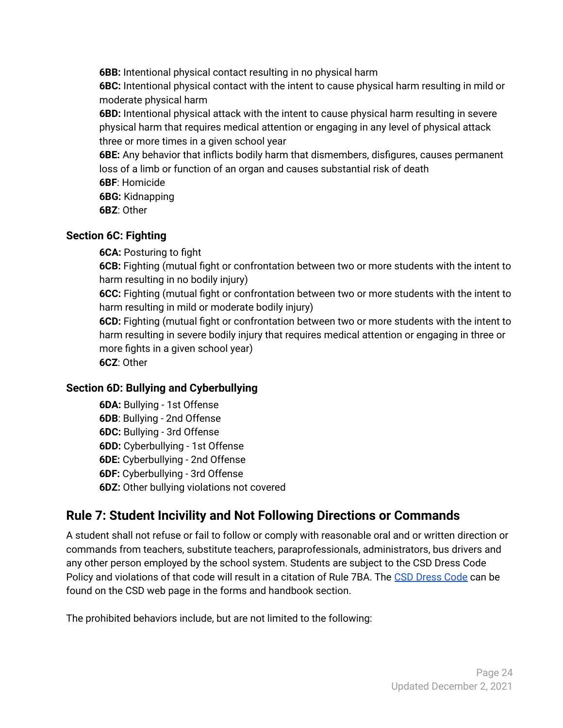**6BB:** Intentional physical contact resulting in no physical harm
**6BC:** Intentional physical contact with the intent to cause physical harm resulting in mild or moderate physical harm
**6BD:** Intentional physical attack with the intent to cause physical harm resulting in severe physical harm that requires medical attention or engaging in any level of physical attack three or more times in a given school year
**6BE:** Any behavior that inflicts bodily harm that dismembers, disfigures, causes permanent loss of a limb or function of an organ and causes substantial risk of death
**6BF**: Homicide
**6BG:** Kidnapping
**6BZ**: Other

### Section 6C: Fighting

**6CA:** Posturing to fight
**6CB:** Fighting (mutual fight or confrontation between two or more students with the intent to harm resulting in no bodily injury)
**6CC:** Fighting (mutual fight or confrontation between two or more students with the intent to harm resulting in mild or moderate bodily injury)
**6CD:** Fighting (mutual fight or confrontation between two or more students with the intent to harm resulting in severe bodily injury that requires medical attention or engaging in three or more fights in a given school year)
**6CZ**: Other

### Section 6D: Bullying and Cyberbullying

**6DA:** Bullying - 1st Offense
**6DB**: Bullying - 2nd Offense
**6DC:** Bullying - 3rd Offense
**6DD:** Cyberbullying - 1st Offense
**6DE:** Cyberbullying - 2nd Offense
**6DF:** Cyberbullying - 3rd Offense
**6DZ:** Other bullying violations not covered

## Rule 7: Student Incivility and Not Following Directions or Commands

A student shall not refuse or fail to follow or comply with reasonable oral and or written direction or commands from teachers, substitute teachers, paraprofessionals, administrators, bus drivers and any other person employed by the school system. Students are subject to the CSD Dress Code Policy and violations of that code will result in a citation of Rule 7BA. The CSD Dress Code can be found on the CSD web page in the forms and handbook section.

The prohibited behaviors include, but are not limited to the following: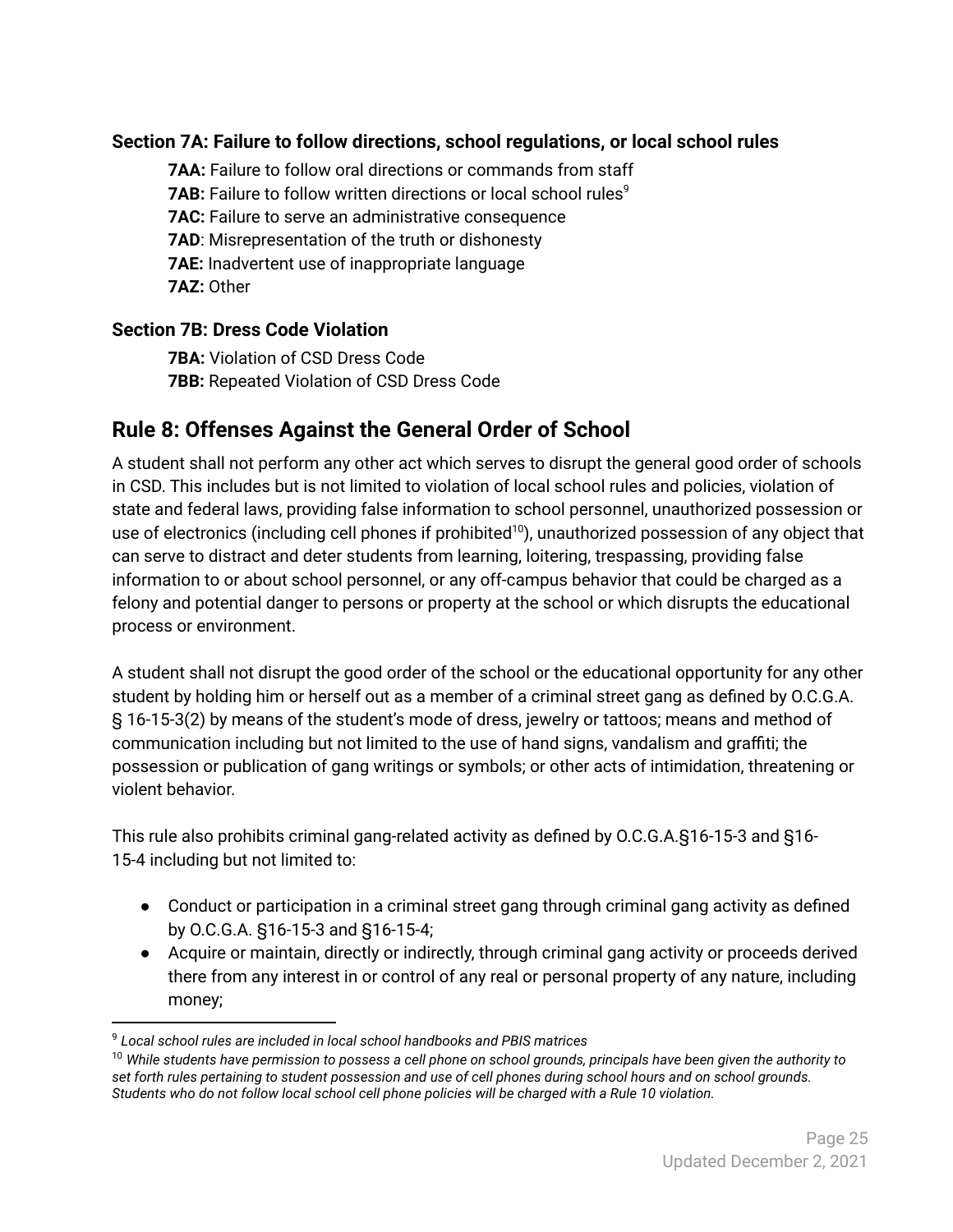### Section 7A: Failure to follow directions, school regulations, or local school rules

**7AA:** Failure to follow oral directions or commands from staff
**7AB:** Failure to follow written directions or local school rules[9]
**7AC:** Failure to serve an administrative consequence
**7AD**: Misrepresentation of the truth or dishonesty
**7AE:** Inadvertent use of inappropriate language
**7AZ:** Other

### Section 7B: Dress Code Violation

**7BA:** Violation of CSD Dress Code
**7BB:** Repeated Violation of CSD Dress Code

## Rule 8: Offenses Against the General Order of School

A student shall not perform any other act which serves to disrupt the general good order of schools in CSD. This includes but is not limited to violation of local school rules and policies, violation of state and federal laws, providing false information to school personnel, unauthorized possession or use of electronics (including cell phones if prohibited[10]), unauthorized possession of any object that can serve to distract and deter students from learning, loitering, trespassing, providing false information to or about school personnel, or any off-campus behavior that could be charged as a felony and potential danger to persons or property at the school or which disrupts the educational process or environment.

A student shall not disrupt the good order of the school or the educational opportunity for any other student by holding him or herself out as a member of a criminal street gang as defined by O.C.G.A. § 16-15-3(2) by means of the student's mode of dress, jewelry or tattoos; means and method of communication including but not limited to the use of hand signs, vandalism and graffiti; the possession or publication of gang writings or symbols; or other acts of intimidation, threatening or violent behavior.

This rule also prohibits criminal gang-related activity as defined by O.C.G.A.§16-15-3 and §16-15-4 including but not limited to:

- Conduct or participation in a criminal street gang through criminal gang activity as defined by O.C.G.A. §16-15-3 and §16-15-4;
- Acquire or maintain, directly or indirectly, through criminal gang activity or proceeds derived there from any interest in or control of any real or personal property of any nature, including money;

[9] *Local school rules are included in local school handbooks and PBIS matrices*

[10] *While students have permission to possess a cell phone on school grounds, principals have been given the authority to set forth rules pertaining to student possession and use of cell phones during school hours and on school grounds. Students who do not follow local school cell phone policies will be charged with a Rule 10 violation.*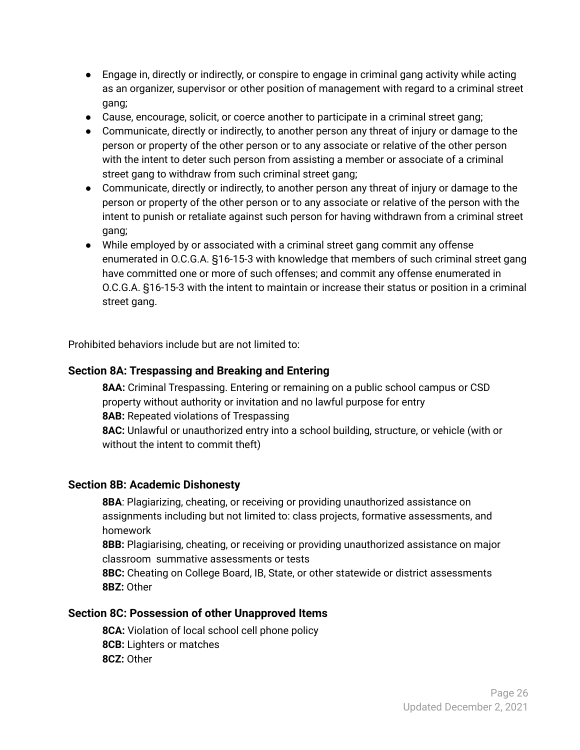- Engage in, directly or indirectly, or conspire to engage in criminal gang activity while acting as an organizer, supervisor or other position of management with regard to a criminal street gang;
- Cause, encourage, solicit, or coerce another to participate in a criminal street gang;
- Communicate, directly or indirectly, to another person any threat of injury or damage to the person or property of the other person or to any associate or relative of the other person with the intent to deter such person from assisting a member or associate of a criminal street gang to withdraw from such criminal street gang;
- Communicate, directly or indirectly, to another person any threat of injury or damage to the person or property of the other person or to any associate or relative of the person with the intent to punish or retaliate against such person for having withdrawn from a criminal street gang;
- While employed by or associated with a criminal street gang commit any offense enumerated in O.C.G.A. §16-15-3 with knowledge that members of such criminal street gang have committed one or more of such offenses; and commit any offense enumerated in O.C.G.A. §16-15-3 with the intent to maintain or increase their status or position in a criminal street gang.

Prohibited behaviors include but are not limited to:

### Section 8A: Trespassing and Breaking and Entering

**8AA:** Criminal Trespassing. Entering or remaining on a public school campus or CSD property without authority or invitation and no lawful purpose for entry
**8AB:** Repeated violations of Trespassing
**8AC:** Unlawful or unauthorized entry into a school building, structure, or vehicle (with or without the intent to commit theft)

### Section 8B: Academic Dishonesty

**8BA**: Plagiarizing, cheating, or receiving or providing unauthorized assistance on assignments including but not limited to: class projects, formative assessments, and homework
**8BB:** Plagiarising, cheating, or receiving or providing unauthorized assistance on major classroom summative assessments or tests
**8BC:** Cheating on College Board, IB, State, or other statewide or district assessments
**8BZ:** Other

### Section 8C: Possession of other Unapproved Items

**8CA:** Violation of local school cell phone policy
**8CB:** Lighters or matches
**8CZ:** Other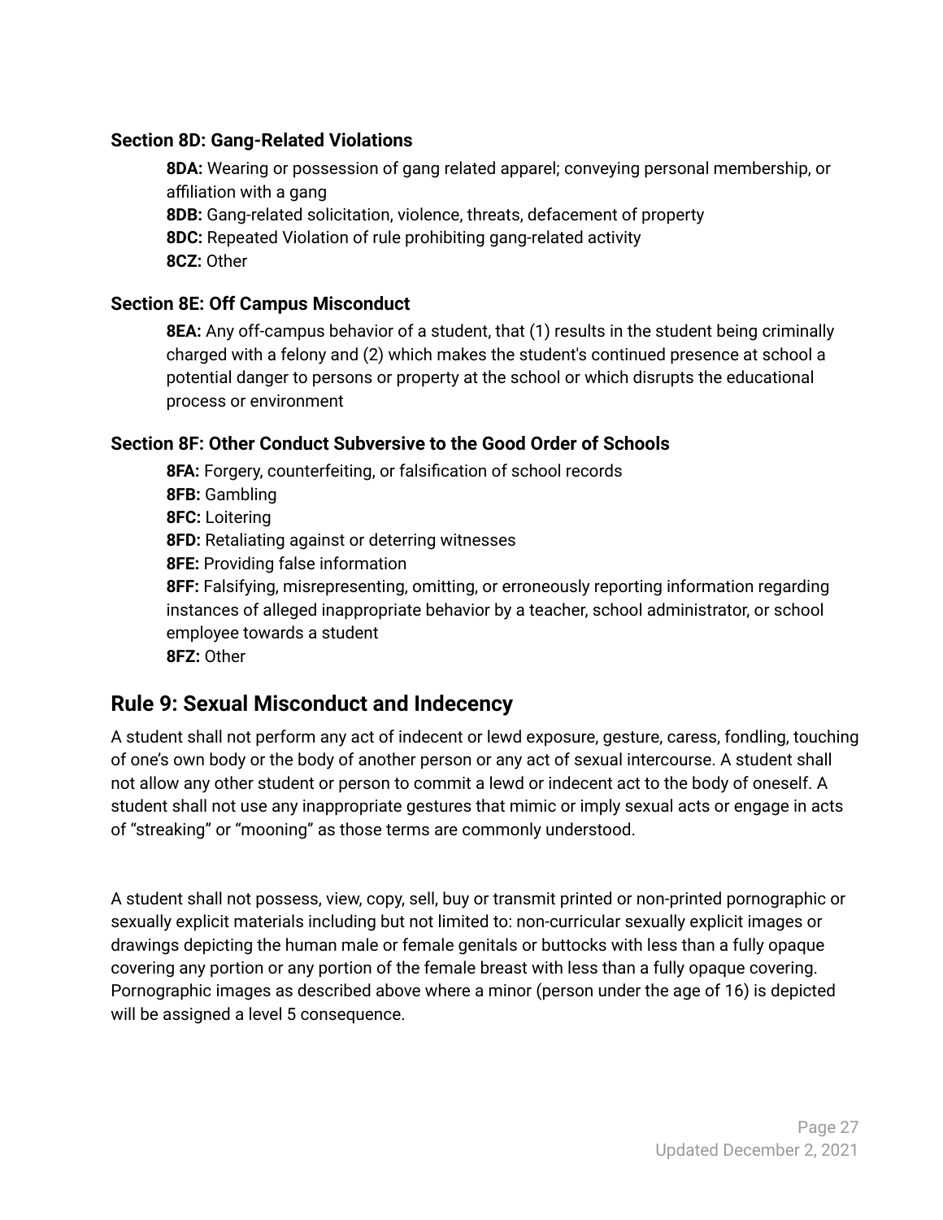### Section 8D: Gang-Related Violations

**8DA:** Wearing or possession of gang related apparel; conveying personal membership, or affiliation with a gang
**8DB:** Gang-related solicitation, violence, threats, defacement of property
**8DC:** Repeated Violation of rule prohibiting gang-related activity
**8CZ:** Other

### Section 8E: Off Campus Misconduct

**8EA:** Any off-campus behavior of a student, that (1) results in the student being criminally charged with a felony and (2) which makes the student's continued presence at school a potential danger to persons or property at the school or which disrupts the educational process or environment

### Section 8F: Other Conduct Subversive to the Good Order of Schools

**8FA:** Forgery, counterfeiting, or falsification of school records
**8FB:** Gambling
**8FC:** Loitering
**8FD:** Retaliating against or deterring witnesses
**8FE:** Providing false information
**8FF:** Falsifying, misrepresenting, omitting, or erroneously reporting information regarding instances of alleged inappropriate behavior by a teacher, school administrator, or school employee towards a student
**8FZ:** Other

## Rule 9: Sexual Misconduct and Indecency

A student shall not perform any act of indecent or lewd exposure, gesture, caress, fondling, touching of one's own body or the body of another person or any act of sexual intercourse. A student shall not allow any other student or person to commit a lewd or indecent act to the body of oneself. A student shall not use any inappropriate gestures that mimic or imply sexual acts or engage in acts of "streaking" or "mooning" as those terms are commonly understood.

A student shall not possess, view, copy, sell, buy or transmit printed or non-printed pornographic or sexually explicit materials including but not limited to: non-curricular sexually explicit images or drawings depicting the human male or female genitals or buttocks with less than a fully opaque covering any portion or any portion of the female breast with less than a fully opaque covering. Pornographic images as described above where a minor (person under the age of 16) is depicted will be assigned a level 5 consequence.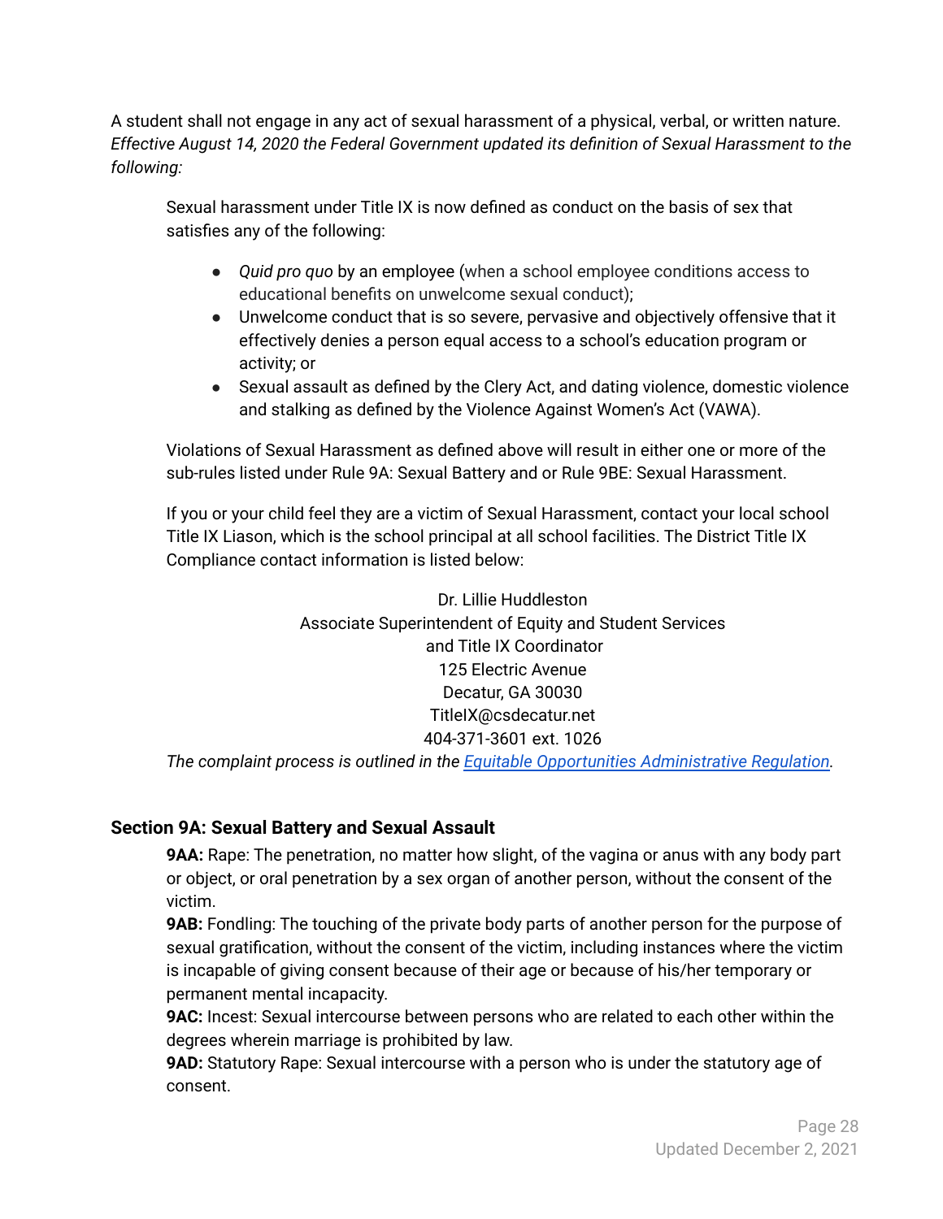A student shall not engage in any act of sexual harassment of a physical, verbal, or written nature. *Effective August 14, 2020 the Federal Government updated its definition of Sexual Harassment to the following:*

> Sexual harassment under Title IX is now defined as conduct on the basis of sex that satisfies any of the following:
>
> - *Quid pro quo* by an employee (when a school employee conditions access to educational benefits on unwelcome sexual conduct);
> - Unwelcome conduct that is so severe, pervasive and objectively offensive that it effectively denies a person equal access to a school's education program or activity; or
> - Sexual assault as defined by the Clery Act, and dating violence, domestic violence and stalking as defined by the Violence Against Women's Act (VAWA).
>
> Violations of Sexual Harassment as defined above will result in either one or more of the sub-rules listed under Rule 9A: Sexual Battery and or Rule 9BE: Sexual Harassment.
>
> If you or your child feel they are a victim of Sexual Harassment, contact your local school Title IX Liason, which is the school principal at all school facilities. The District Title IX Compliance contact information is listed below:
>
> Dr. Lillie Huddleston
> Associate Superintendent of Equity and Student Services
> and Title IX Coordinator
> 125 Electric Avenue
> Decatur, GA 30030
> TitleIX@csdecatur.net
> 404-371-3601 ext. 1026
>
> *The complaint process is outlined in the Equitable Opportunities Administrative Regulation.*

### Section 9A: Sexual Battery and Sexual Assault

**9AA:** Rape: The penetration, no matter how slight, of the vagina or anus with any body part or object, or oral penetration by a sex organ of another person, without the consent of the victim.

**9AB:** Fondling: The touching of the private body parts of another person for the purpose of sexual gratification, without the consent of the victim, including instances where the victim is incapable of giving consent because of their age or because of his/her temporary or permanent mental incapacity.

**9AC:** Incest: Sexual intercourse between persons who are related to each other within the degrees wherein marriage is prohibited by law.

**9AD:** Statutory Rape: Sexual intercourse with a person who is under the statutory age of consent.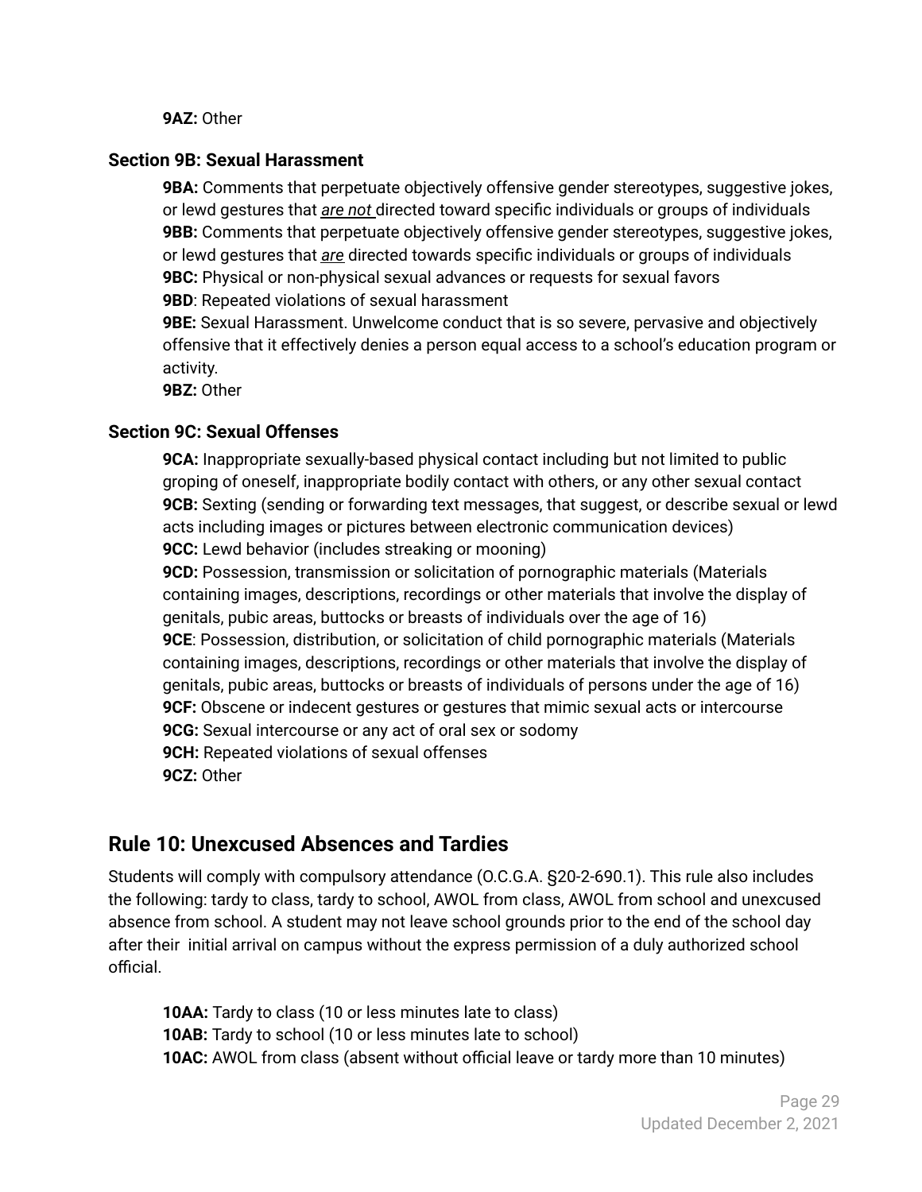**9AZ:** Other

### Section 9B: Sexual Harassment

**9BA:** Comments that perpetuate objectively offensive gender stereotypes, suggestive jokes, or lewd gestures that *are not* directed toward specific individuals or groups of individuals
**9BB:** Comments that perpetuate objectively offensive gender stereotypes, suggestive jokes, or lewd gestures that *are* directed towards specific individuals or groups of individuals
**9BC:** Physical or non-physical sexual advances or requests for sexual favors
**9BD**: Repeated violations of sexual harassment
**9BE:** Sexual Harassment. Unwelcome conduct that is so severe, pervasive and objectively offensive that it effectively denies a person equal access to a school's education program or activity.
**9BZ:** Other

### Section 9C: Sexual Offenses

**9CA:** Inappropriate sexually-based physical contact including but not limited to public groping of oneself, inappropriate bodily contact with others, or any other sexual contact
**9CB:** Sexting (sending or forwarding text messages, that suggest, or describe sexual or lewd acts including images or pictures between electronic communication devices)
**9CC:** Lewd behavior (includes streaking or mooning)
**9CD:** Possession, transmission or solicitation of pornographic materials (Materials containing images, descriptions, recordings or other materials that involve the display of genitals, pubic areas, buttocks or breasts of individuals over the age of 16)
**9CE**: Possession, distribution, or solicitation of child pornographic materials (Materials containing images, descriptions, recordings or other materials that involve the display of genitals, pubic areas, buttocks or breasts of individuals of persons under the age of 16)
**9CF:** Obscene or indecent gestures or gestures that mimic sexual acts or intercourse
**9CG:** Sexual intercourse or any act of oral sex or sodomy
**9CH:** Repeated violations of sexual offenses
**9CZ:** Other

## Rule 10: Unexcused Absences and Tardies

Students will comply with compulsory attendance (O.C.G.A. §20-2-690.1). This rule also includes the following: tardy to class, tardy to school, AWOL from class, AWOL from school and unexcused absence from school. A student may not leave school grounds prior to the end of the school day after their initial arrival on campus without the express permission of a duly authorized school official.

**10AA:** Tardy to class (10 or less minutes late to class)
**10AB:** Tardy to school (10 or less minutes late to school)
**10AC:** AWOL from class (absent without official leave or tardy more than 10 minutes)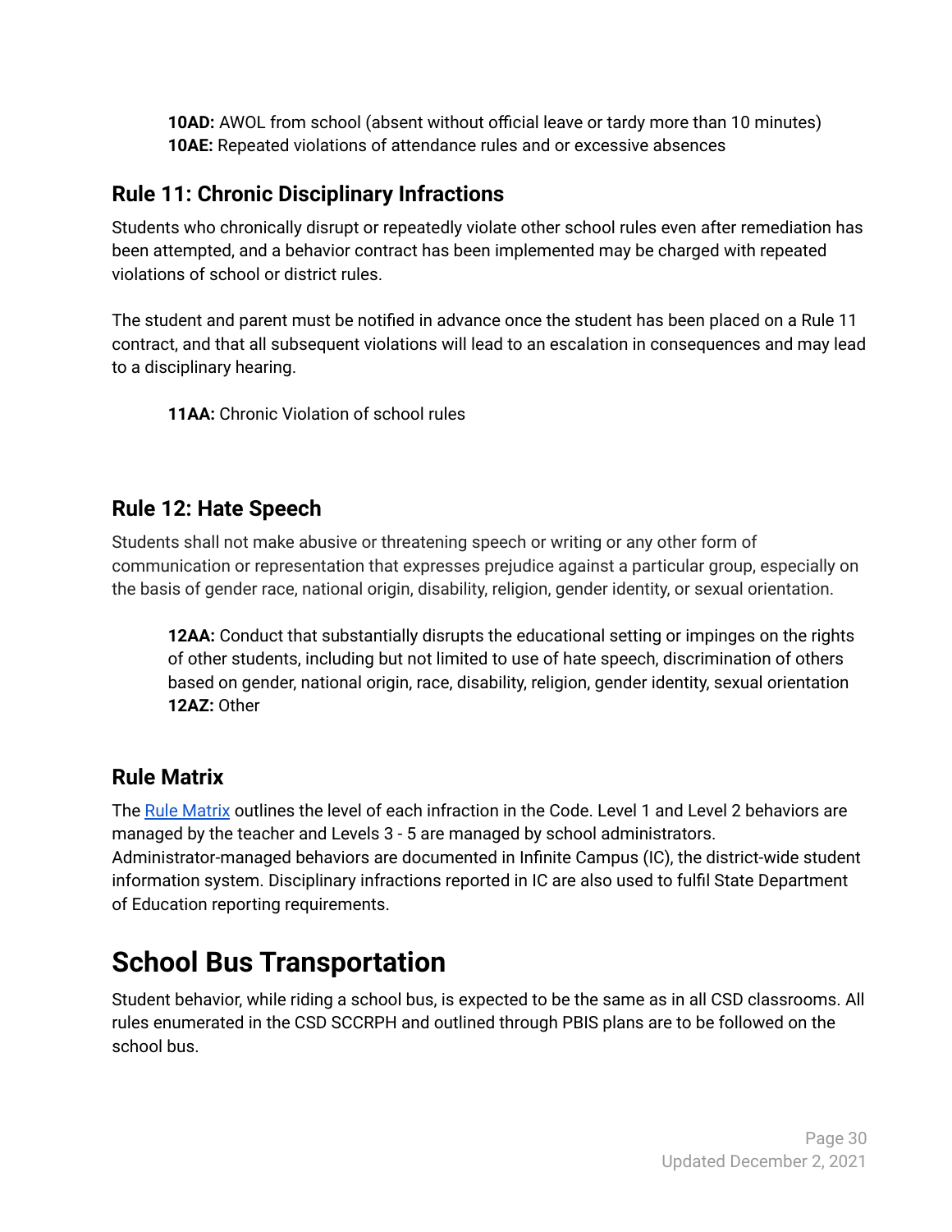**10AD:** AWOL from school (absent without official leave or tardy more than 10 minutes)
**10AE:** Repeated violations of attendance rules and or excessive absences

## Rule 11: Chronic Disciplinary Infractions

Students who chronically disrupt or repeatedly violate other school rules even after remediation has been attempted, and a behavior contract has been implemented may be charged with repeated violations of school or district rules.

The student and parent must be notified in advance once the student has been placed on a Rule 11 contract, and that all subsequent violations will lead to an escalation in consequences and may lead to a disciplinary hearing.

**11AA:** Chronic Violation of school rules

## Rule 12: Hate Speech

Students shall not make abusive or threatening speech or writing or any other form of communication or representation that expresses prejudice against a particular group, especially on the basis of gender race, national origin, disability, religion, gender identity, or sexual orientation.

**12AA:** Conduct that substantially disrupts the educational setting or impinges on the rights of other students, including but not limited to use of hate speech, discrimination of others based on gender, national origin, race, disability, religion, gender identity, sexual orientation
**12AZ:** Other

## Rule Matrix

The Rule Matrix outlines the level of each infraction in the Code. Level 1 and Level 2 behaviors are managed by the teacher and Levels 3 - 5 are managed by school administrators. Administrator-managed behaviors are documented in Infinite Campus (IC), the district-wide student information system. Disciplinary infractions reported in IC are also used to fulfil State Department of Education reporting requirements.

# School Bus Transportation

Student behavior, while riding a school bus, is expected to be the same as in all CSD classrooms. All rules enumerated in the CSD SCCRPH and outlined through PBIS plans are to be followed on the school bus.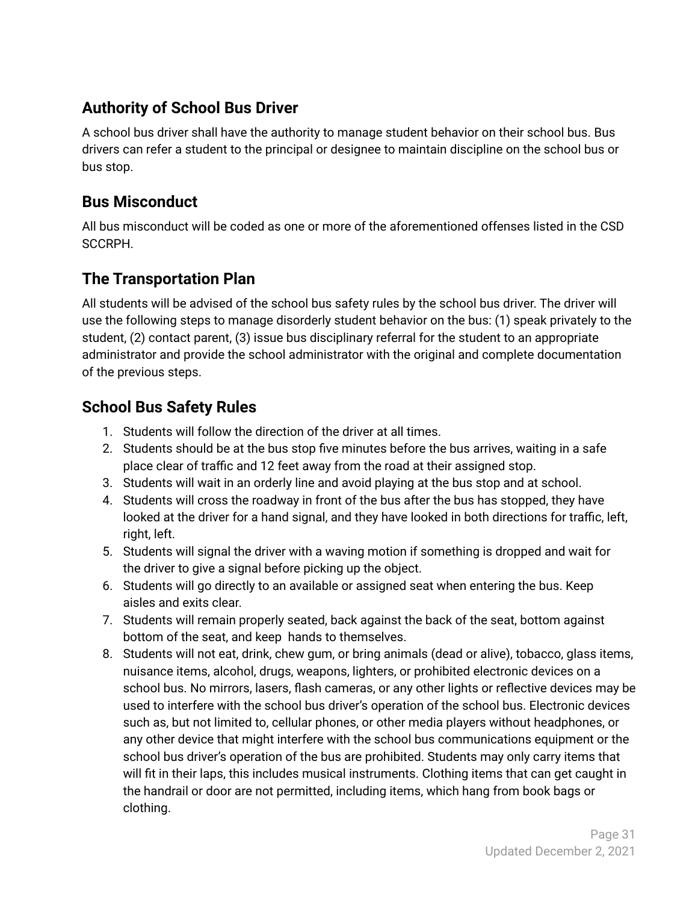## Authority of School Bus Driver

A school bus driver shall have the authority to manage student behavior on their school bus. Bus drivers can refer a student to the principal or designee to maintain discipline on the school bus or bus stop.

## Bus Misconduct

All bus misconduct will be coded as one or more of the aforementioned offenses listed in the CSD SCCRPH.

## The Transportation Plan

All students will be advised of the school bus safety rules by the school bus driver. The driver will use the following steps to manage disorderly student behavior on the bus: (1) speak privately to the student, (2) contact parent, (3) issue bus disciplinary referral for the student to an appropriate administrator and provide the school administrator with the original and complete documentation of the previous steps.

## School Bus Safety Rules

1. Students will follow the direction of the driver at all times.
2. Students should be at the bus stop five minutes before the bus arrives, waiting in a safe place clear of traffic and 12 feet away from the road at their assigned stop.
3. Students will wait in an orderly line and avoid playing at the bus stop and at school.
4. Students will cross the roadway in front of the bus after the bus has stopped, they have looked at the driver for a hand signal, and they have looked in both directions for traffic, left, right, left.
5. Students will signal the driver with a waving motion if something is dropped and wait for the driver to give a signal before picking up the object.
6. Students will go directly to an available or assigned seat when entering the bus. Keep aisles and exits clear.
7. Students will remain properly seated, back against the back of the seat, bottom against bottom of the seat, and keep hands to themselves.
8. Students will not eat, drink, chew gum, or bring animals (dead or alive), tobacco, glass items, nuisance items, alcohol, drugs, weapons, lighters, or prohibited electronic devices on a school bus. No mirrors, lasers, flash cameras, or any other lights or reflective devices may be used to interfere with the school bus driver's operation of the school bus. Electronic devices such as, but not limited to, cellular phones, or other media players without headphones, or any other device that might interfere with the school bus communications equipment or the school bus driver's operation of the bus are prohibited. Students may only carry items that will fit in their laps, this includes musical instruments. Clothing items that can get caught in the handrail or door are not permitted, including items, which hang from book bags or clothing.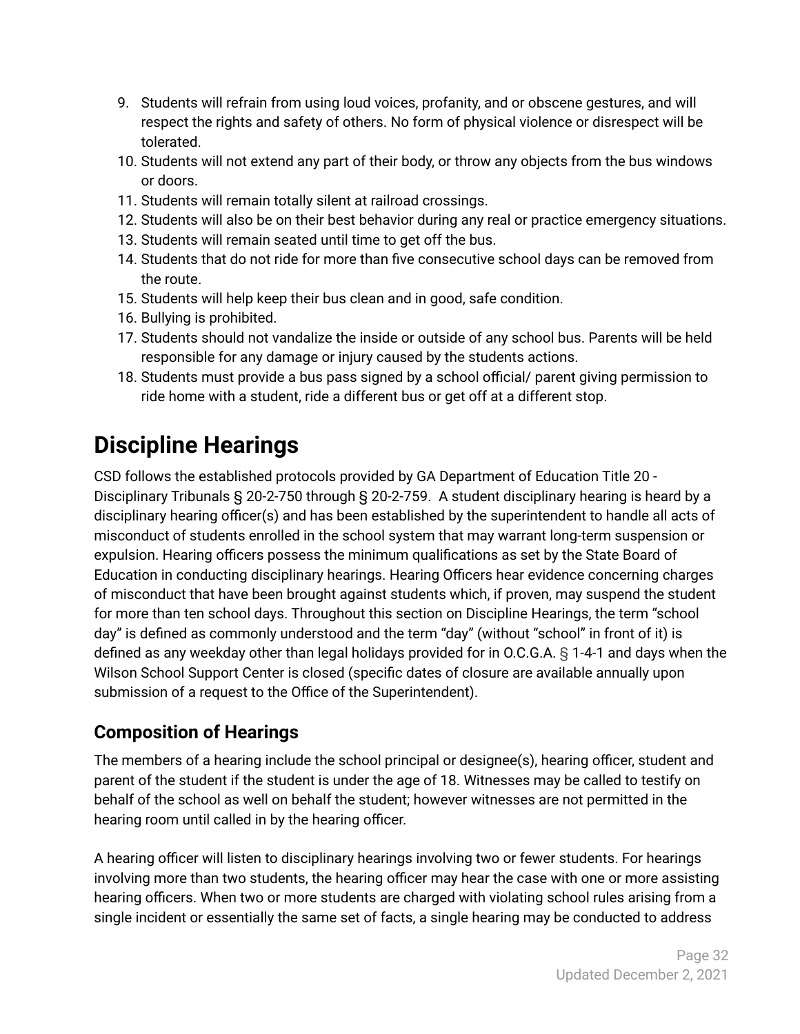9. Students will refrain from using loud voices, profanity, and or obscene gestures, and will respect the rights and safety of others. No form of physical violence or disrespect will be tolerated.
10. Students will not extend any part of their body, or throw any objects from the bus windows or doors.
11. Students will remain totally silent at railroad crossings.
12. Students will also be on their best behavior during any real or practice emergency situations.
13. Students will remain seated until time to get off the bus.
14. Students that do not ride for more than five consecutive school days can be removed from the route.
15. Students will help keep their bus clean and in good, safe condition.
16. Bullying is prohibited.
17. Students should not vandalize the inside or outside of any school bus. Parents will be held responsible for any damage or injury caused by the students actions.
18. Students must provide a bus pass signed by a school official/ parent giving permission to ride home with a student, ride a different bus or get off at a different stop.

# Discipline Hearings

CSD follows the established protocols provided by GA Department of Education Title 20 - Disciplinary Tribunals § 20-2-750 through § 20-2-759. A student disciplinary hearing is heard by a disciplinary hearing officer(s) and has been established by the superintendent to handle all acts of misconduct of students enrolled in the school system that may warrant long-term suspension or expulsion. Hearing officers possess the minimum qualifications as set by the State Board of Education in conducting disciplinary hearings. Hearing Officers hear evidence concerning charges of misconduct that have been brought against students which, if proven, may suspend the student for more than ten school days. Throughout this section on Discipline Hearings, the term "school day" is defined as commonly understood and the term "day" (without "school" in front of it) is defined as any weekday other than legal holidays provided for in O.C.G.A. § 1-4-1 and days when the Wilson School Support Center is closed (specific dates of closure are available annually upon submission of a request to the Office of the Superintendent).

## Composition of Hearings

The members of a hearing include the school principal or designee(s), hearing officer, student and parent of the student if the student is under the age of 18. Witnesses may be called to testify on behalf of the school as well on behalf the student; however witnesses are not permitted in the hearing room until called in by the hearing officer.

A hearing officer will listen to disciplinary hearings involving two or fewer students. For hearings involving more than two students, the hearing officer may hear the case with one or more assisting hearing officers. When two or more students are charged with violating school rules arising from a single incident or essentially the same set of facts, a single hearing may be conducted to address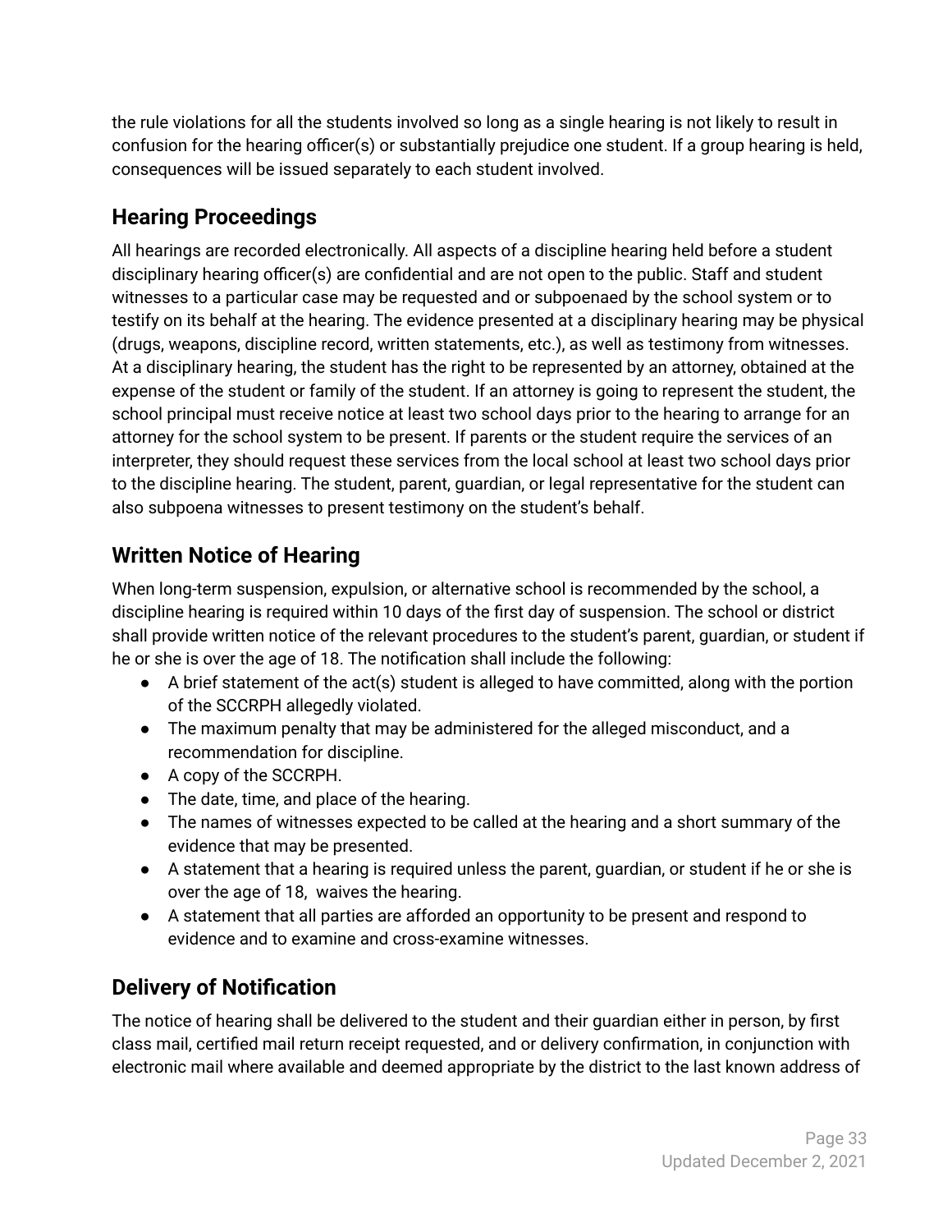the rule violations for all the students involved so long as a single hearing is not likely to result in confusion for the hearing officer(s) or substantially prejudice one student. If a group hearing is held, consequences will be issued separately to each student involved.

## Hearing Proceedings

All hearings are recorded electronically. All aspects of a discipline hearing held before a student disciplinary hearing officer(s) are confidential and are not open to the public. Staff and student witnesses to a particular case may be requested and or subpoenaed by the school system or to testify on its behalf at the hearing. The evidence presented at a disciplinary hearing may be physical (drugs, weapons, discipline record, written statements, etc.), as well as testimony from witnesses. At a disciplinary hearing, the student has the right to be represented by an attorney, obtained at the expense of the student or family of the student. If an attorney is going to represent the student, the school principal must receive notice at least two school days prior to the hearing to arrange for an attorney for the school system to be present. If parents or the student require the services of an interpreter, they should request these services from the local school at least two school days prior to the discipline hearing. The student, parent, guardian, or legal representative for the student can also subpoena witnesses to present testimony on the student's behalf.

## Written Notice of Hearing

When long-term suspension, expulsion, or alternative school is recommended by the school, a discipline hearing is required within 10 days of the first day of suspension. The school or district shall provide written notice of the relevant procedures to the student's parent, guardian, or student if he or she is over the age of 18. The notification shall include the following:

- A brief statement of the act(s) student is alleged to have committed, along with the portion of the SCCRPH allegedly violated.
- The maximum penalty that may be administered for the alleged misconduct, and a recommendation for discipline.
- A copy of the SCCRPH.
- The date, time, and place of the hearing.
- The names of witnesses expected to be called at the hearing and a short summary of the evidence that may be presented.
- A statement that a hearing is required unless the parent, guardian, or student if he or she is over the age of 18, waives the hearing.
- A statement that all parties are afforded an opportunity to be present and respond to evidence and to examine and cross-examine witnesses.

## Delivery of Notification

The notice of hearing shall be delivered to the student and their guardian either in person, by first class mail, certified mail return receipt requested, and or delivery confirmation, in conjunction with electronic mail where available and deemed appropriate by the district to the last known address of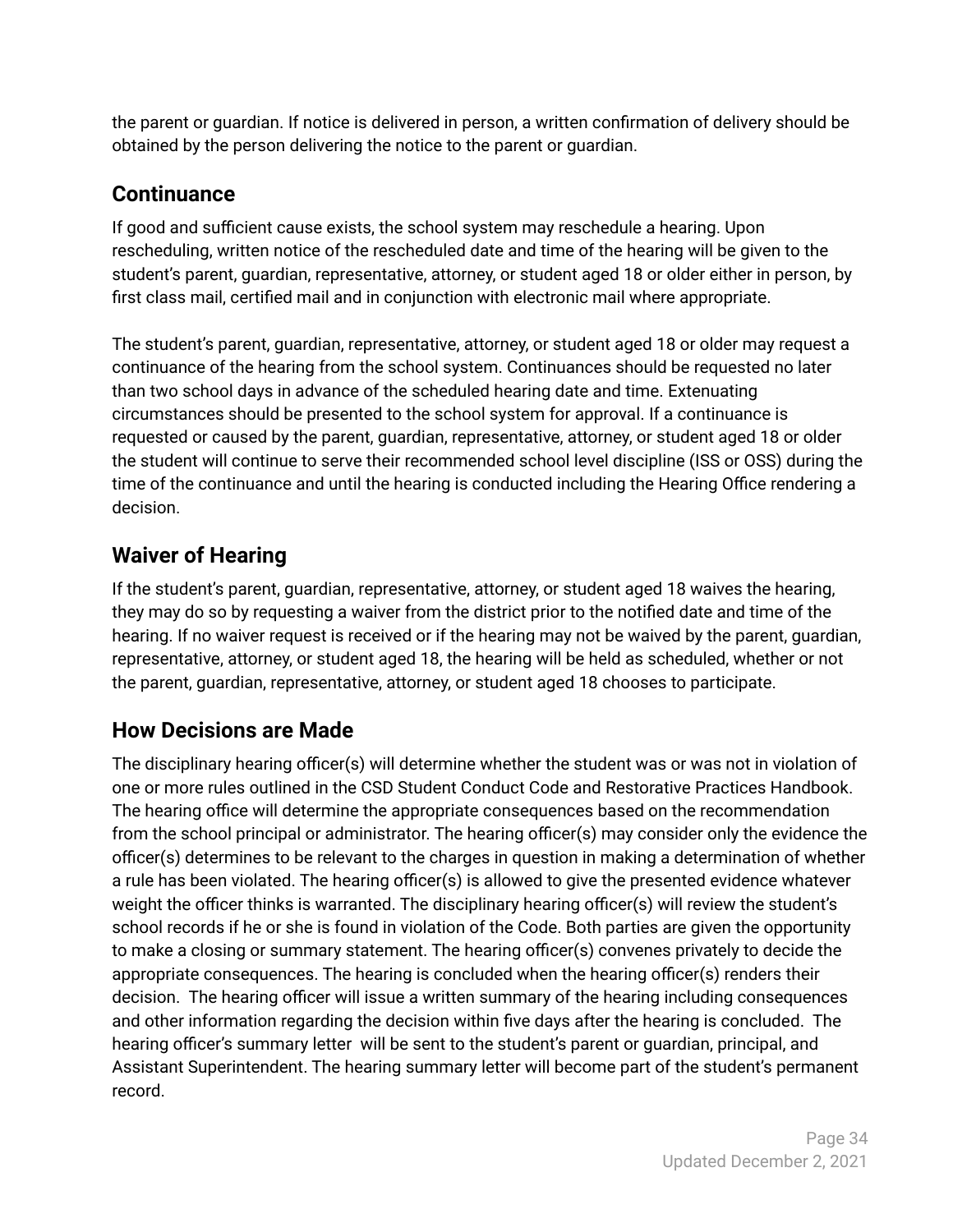the parent or guardian. If notice is delivered in person, a written confirmation of delivery should be obtained by the person delivering the notice to the parent or guardian.

## Continuance

If good and sufficient cause exists, the school system may reschedule a hearing. Upon rescheduling, written notice of the rescheduled date and time of the hearing will be given to the student's parent, guardian, representative, attorney, or student aged 18 or older either in person, by first class mail, certified mail and in conjunction with electronic mail where appropriate.

The student's parent, guardian, representative, attorney, or student aged 18 or older may request a continuance of the hearing from the school system. Continuances should be requested no later than two school days in advance of the scheduled hearing date and time. Extenuating circumstances should be presented to the school system for approval. If a continuance is requested or caused by the parent, guardian, representative, attorney, or student aged 18 or older the student will continue to serve their recommended school level discipline (ISS or OSS) during the time of the continuance and until the hearing is conducted including the Hearing Office rendering a decision.

## Waiver of Hearing

If the student's parent, guardian, representative, attorney, or student aged 18 waives the hearing, they may do so by requesting a waiver from the district prior to the notified date and time of the hearing. If no waiver request is received or if the hearing may not be waived by the parent, guardian, representative, attorney, or student aged 18, the hearing will be held as scheduled, whether or not the parent, guardian, representative, attorney, or student aged 18 chooses to participate.

## How Decisions are Made

The disciplinary hearing officer(s) will determine whether the student was or was not in violation of one or more rules outlined in the CSD Student Conduct Code and Restorative Practices Handbook. The hearing office will determine the appropriate consequences based on the recommendation from the school principal or administrator. The hearing officer(s) may consider only the evidence the officer(s) determines to be relevant to the charges in question in making a determination of whether a rule has been violated. The hearing officer(s) is allowed to give the presented evidence whatever weight the officer thinks is warranted. The disciplinary hearing officer(s) will review the student's school records if he or she is found in violation of the Code. Both parties are given the opportunity to make a closing or summary statement. The hearing officer(s) convenes privately to decide the appropriate consequences. The hearing is concluded when the hearing officer(s) renders their decision. The hearing officer will issue a written summary of the hearing including consequences and other information regarding the decision within five days after the hearing is concluded. The hearing officer's summary letter will be sent to the student's parent or guardian, principal, and Assistant Superintendent. The hearing summary letter will become part of the student's permanent record.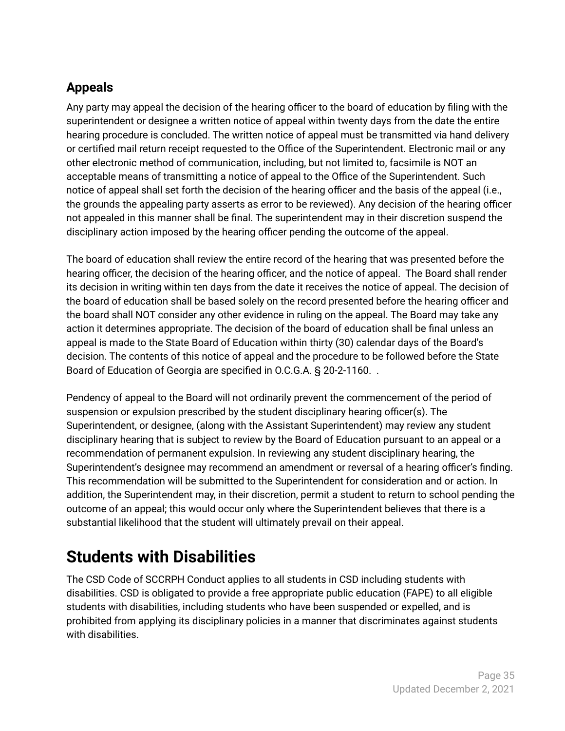### Appeals

Any party may appeal the decision of the hearing officer to the board of education by filing with the superintendent or designee a written notice of appeal within twenty days from the date the entire hearing procedure is concluded. The written notice of appeal must be transmitted via hand delivery or certified mail return receipt requested to the Office of the Superintendent. Electronic mail or any other electronic method of communication, including, but not limited to, facsimile is NOT an acceptable means of transmitting a notice of appeal to the Office of the Superintendent. Such notice of appeal shall set forth the decision of the hearing officer and the basis of the appeal (i.e., the grounds the appealing party asserts as error to be reviewed). Any decision of the hearing officer not appealed in this manner shall be final. The superintendent may in their discretion suspend the disciplinary action imposed by the hearing officer pending the outcome of the appeal.

The board of education shall review the entire record of the hearing that was presented before the hearing officer, the decision of the hearing officer, and the notice of appeal. The Board shall render its decision in writing within ten days from the date it receives the notice of appeal. The decision of the board of education shall be based solely on the record presented before the hearing officer and the board shall NOT consider any other evidence in ruling on the appeal. The Board may take any action it determines appropriate. The decision of the board of education shall be final unless an appeal is made to the State Board of Education within thirty (30) calendar days of the Board's decision. The contents of this notice of appeal and the procedure to be followed before the State Board of Education of Georgia are specified in O.C.G.A. § 20-2-1160. .

Pendency of appeal to the Board will not ordinarily prevent the commencement of the period of suspension or expulsion prescribed by the student disciplinary hearing officer(s). The Superintendent, or designee, (along with the Assistant Superintendent) may review any student disciplinary hearing that is subject to review by the Board of Education pursuant to an appeal or a recommendation of permanent expulsion. In reviewing any student disciplinary hearing, the Superintendent's designee may recommend an amendment or reversal of a hearing officer's finding. This recommendation will be submitted to the Superintendent for consideration and or action. In addition, the Superintendent may, in their discretion, permit a student to return to school pending the outcome of an appeal; this would occur only where the Superintendent believes that there is a substantial likelihood that the student will ultimately prevail on their appeal.

## Students with Disabilities

The CSD Code of SCCRPH Conduct applies to all students in CSD including students with disabilities. CSD is obligated to provide a free appropriate public education (FAPE) to all eligible students with disabilities, including students who have been suspended or expelled, and is prohibited from applying its disciplinary policies in a manner that discriminates against students with disabilities.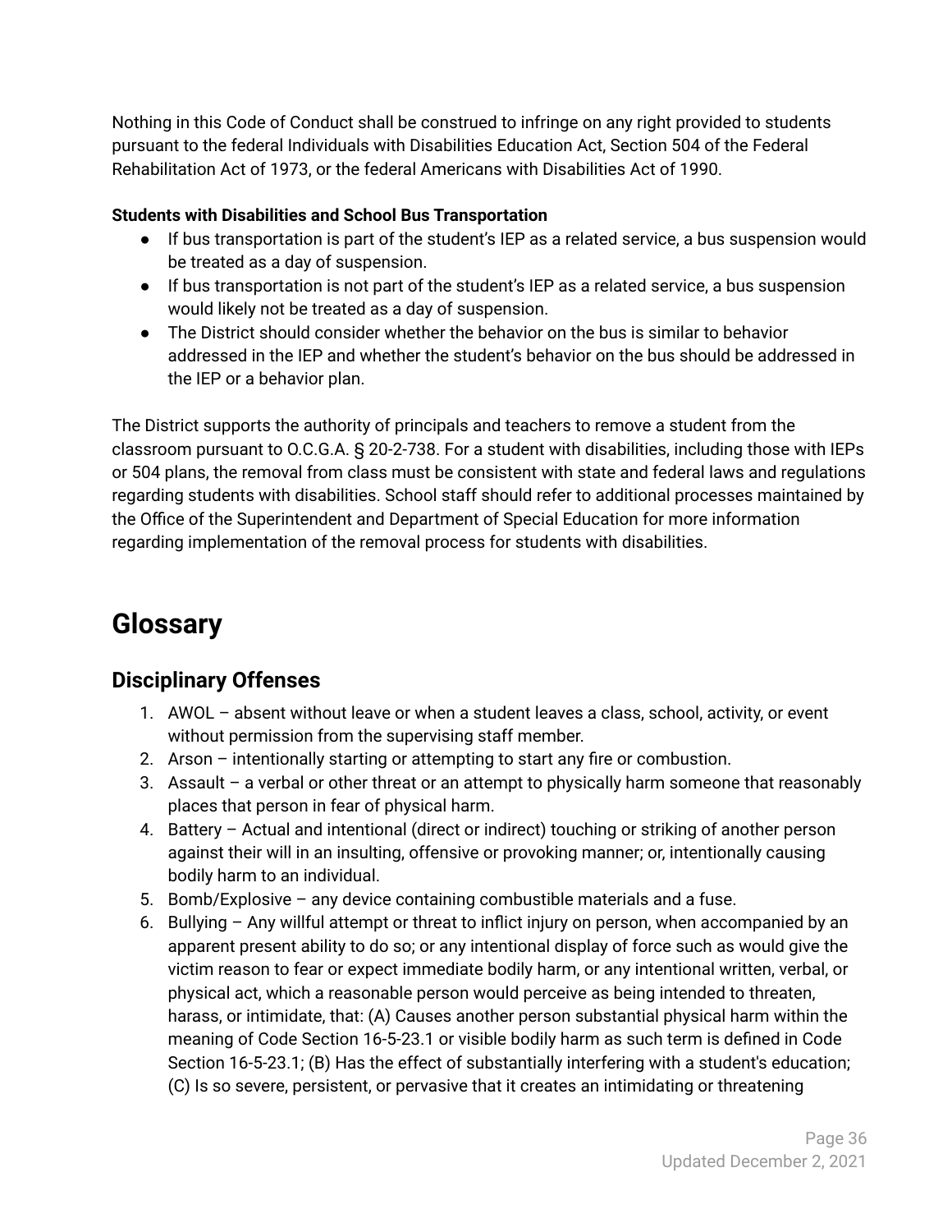Nothing in this Code of Conduct shall be construed to infringe on any right provided to students pursuant to the federal Individuals with Disabilities Education Act, Section 504 of the Federal Rehabilitation Act of 1973, or the federal Americans with Disabilities Act of 1990.

**Students with Disabilities and School Bus Transportation**

- If bus transportation is part of the student's IEP as a related service, a bus suspension would be treated as a day of suspension.
- If bus transportation is not part of the student's IEP as a related service, a bus suspension would likely not be treated as a day of suspension.
- The District should consider whether the behavior on the bus is similar to behavior addressed in the IEP and whether the student's behavior on the bus should be addressed in the IEP or a behavior plan.

The District supports the authority of principals and teachers to remove a student from the classroom pursuant to O.C.G.A. § 20-2-738. For a student with disabilities, including those with IEPs or 504 plans, the removal from class must be consistent with state and federal laws and regulations regarding students with disabilities. School staff should refer to additional processes maintained by the Office of the Superintendent and Department of Special Education for more information regarding implementation of the removal process for students with disabilities.

# Glossary

## Disciplinary Offenses

1. AWOL – absent without leave or when a student leaves a class, school, activity, or event without permission from the supervising staff member.
2. Arson – intentionally starting or attempting to start any fire or combustion.
3. Assault – a verbal or other threat or an attempt to physically harm someone that reasonably places that person in fear of physical harm.
4. Battery – Actual and intentional (direct or indirect) touching or striking of another person against their will in an insulting, offensive or provoking manner; or, intentionally causing bodily harm to an individual.
5. Bomb/Explosive – any device containing combustible materials and a fuse.
6. Bullying – Any willful attempt or threat to inflict injury on person, when accompanied by an apparent present ability to do so; or any intentional display of force such as would give the victim reason to fear or expect immediate bodily harm, or any intentional written, verbal, or physical act, which a reasonable person would perceive as being intended to threaten, harass, or intimidate, that: (A) Causes another person substantial physical harm within the meaning of Code Section 16-5-23.1 or visible bodily harm as such term is defined in Code Section 16-5-23.1; (B) Has the effect of substantially interfering with a student's education; (C) Is so severe, persistent, or pervasive that it creates an intimidating or threatening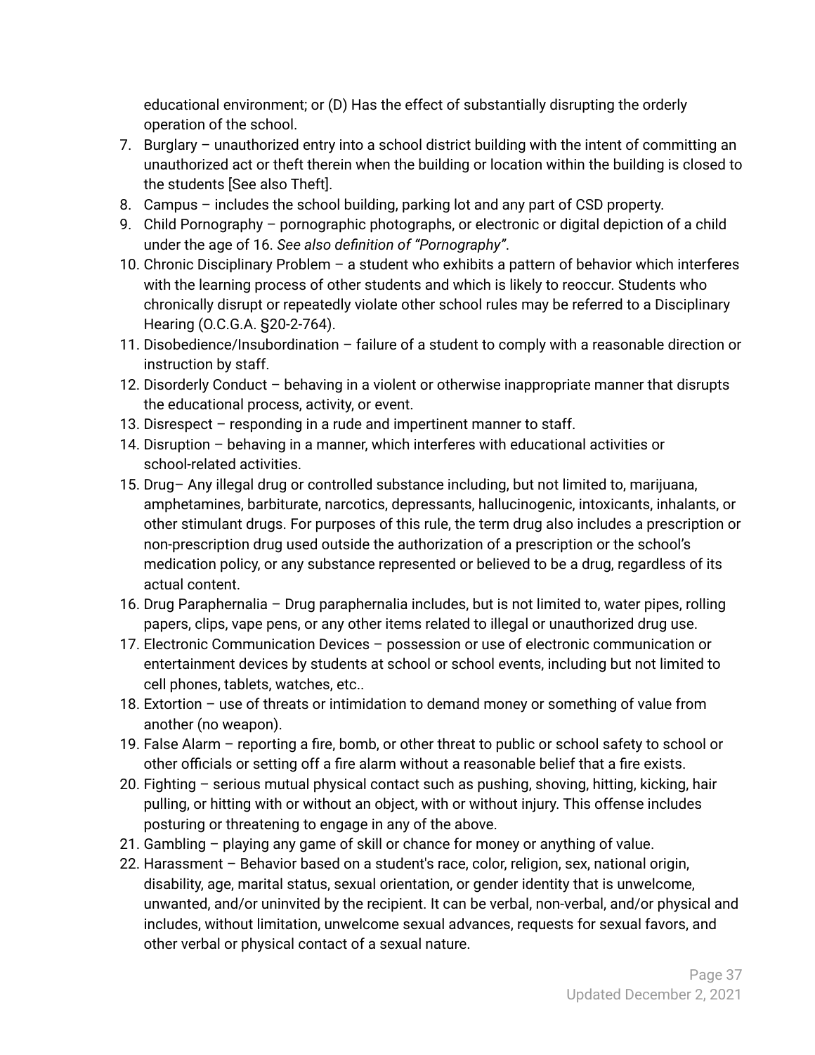educational environment; or (D) Has the effect of substantially disrupting the orderly operation of the school.

7. Burglary – unauthorized entry into a school district building with the intent of committing an unauthorized act or theft therein when the building or location within the building is closed to the students [See also Theft].
8. Campus – includes the school building, parking lot and any part of CSD property.
9. Child Pornography – pornographic photographs, or electronic or digital depiction of a child under the age of 16. *See also definition of "Pornography"*.
10. Chronic Disciplinary Problem – a student who exhibits a pattern of behavior which interferes with the learning process of other students and which is likely to reoccur. Students who chronically disrupt or repeatedly violate other school rules may be referred to a Disciplinary Hearing (O.C.G.A. §20-2-764).
11. Disobedience/Insubordination – failure of a student to comply with a reasonable direction or instruction by staff.
12. Disorderly Conduct – behaving in a violent or otherwise inappropriate manner that disrupts the educational process, activity, or event.
13. Disrespect – responding in a rude and impertinent manner to staff.
14. Disruption – behaving in a manner, which interferes with educational activities or school-related activities.
15. Drug– Any illegal drug or controlled substance including, but not limited to, marijuana, amphetamines, barbiturate, narcotics, depressants, hallucinogenic, intoxicants, inhalants, or other stimulant drugs. For purposes of this rule, the term drug also includes a prescription or non-prescription drug used outside the authorization of a prescription or the school's medication policy, or any substance represented or believed to be a drug, regardless of its actual content.
16. Drug Paraphernalia – Drug paraphernalia includes, but is not limited to, water pipes, rolling papers, clips, vape pens, or any other items related to illegal or unauthorized drug use.
17. Electronic Communication Devices – possession or use of electronic communication or entertainment devices by students at school or school events, including but not limited to cell phones, tablets, watches, etc..
18. Extortion – use of threats or intimidation to demand money or something of value from another (no weapon).
19. False Alarm – reporting a fire, bomb, or other threat to public or school safety to school or other officials or setting off a fire alarm without a reasonable belief that a fire exists.
20. Fighting – serious mutual physical contact such as pushing, shoving, hitting, kicking, hair pulling, or hitting with or without an object, with or without injury. This offense includes posturing or threatening to engage in any of the above.
21. Gambling – playing any game of skill or chance for money or anything of value.
22. Harassment – Behavior based on a student's race, color, religion, sex, national origin, disability, age, marital status, sexual orientation, or gender identity that is unwelcome, unwanted, and/or uninvited by the recipient. It can be verbal, non-verbal, and/or physical and includes, without limitation, unwelcome sexual advances, requests for sexual favors, and other verbal or physical contact of a sexual nature.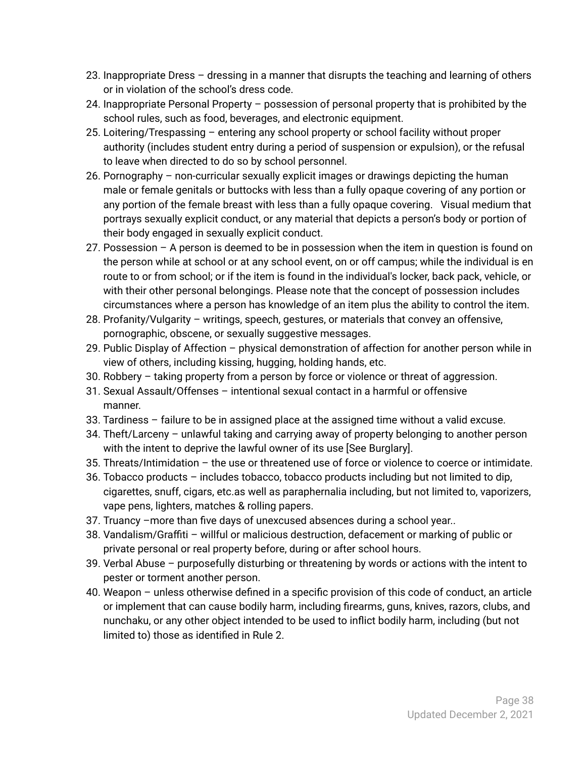23. Inappropriate Dress – dressing in a manner that disrupts the teaching and learning of others or in violation of the school's dress code.
24. Inappropriate Personal Property – possession of personal property that is prohibited by the school rules, such as food, beverages, and electronic equipment.
25. Loitering/Trespassing – entering any school property or school facility without proper authority (includes student entry during a period of suspension or expulsion), or the refusal to leave when directed to do so by school personnel.
26. Pornography – non-curricular sexually explicit images or drawings depicting the human male or female genitals or buttocks with less than a fully opaque covering of any portion or any portion of the female breast with less than a fully opaque covering.   Visual medium that portrays sexually explicit conduct, or any material that depicts a person's body or portion of their body engaged in sexually explicit conduct.
27. Possession – A person is deemed to be in possession when the item in question is found on the person while at school or at any school event, on or off campus; while the individual is en route to or from school; or if the item is found in the individual's locker, back pack, vehicle, or with their other personal belongings. Please note that the concept of possession includes circumstances where a person has knowledge of an item plus the ability to control the item.
28. Profanity/Vulgarity – writings, speech, gestures, or materials that convey an offensive, pornographic, obscene, or sexually suggestive messages.
29. Public Display of Affection – physical demonstration of affection for another person while in view of others, including kissing, hugging, holding hands, etc.
30. Robbery – taking property from a person by force or violence or threat of aggression.
31. Sexual Assault/Offenses – intentional sexual contact in a harmful or offensive manner.
33. Tardiness – failure to be in assigned place at the assigned time without a valid excuse.
34. Theft/Larceny – unlawful taking and carrying away of property belonging to another person with the intent to deprive the lawful owner of its use [See Burglary].
35. Threats/Intimidation – the use or threatened use of force or violence to coerce or intimidate.
36. Tobacco products – includes tobacco, tobacco products including but not limited to dip, cigarettes, snuff, cigars, etc.as well as paraphernalia including, but not limited to, vaporizers, vape pens, lighters, matches & rolling papers.
37. Truancy –more than five days of unexcused absences during a school year..
38. Vandalism/Graffiti – willful or malicious destruction, defacement or marking of public or private personal or real property before, during or after school hours.
39. Verbal Abuse – purposefully disturbing or threatening by words or actions with the intent to pester or torment another person.
40. Weapon – unless otherwise defined in a specific provision of this code of conduct, an article or implement that can cause bodily harm, including firearms, guns, knives, razors, clubs, and nunchaku, or any other object intended to be used to inflict bodily harm, including (but not limited to) those as identified in Rule 2.

Updated December 2, 2021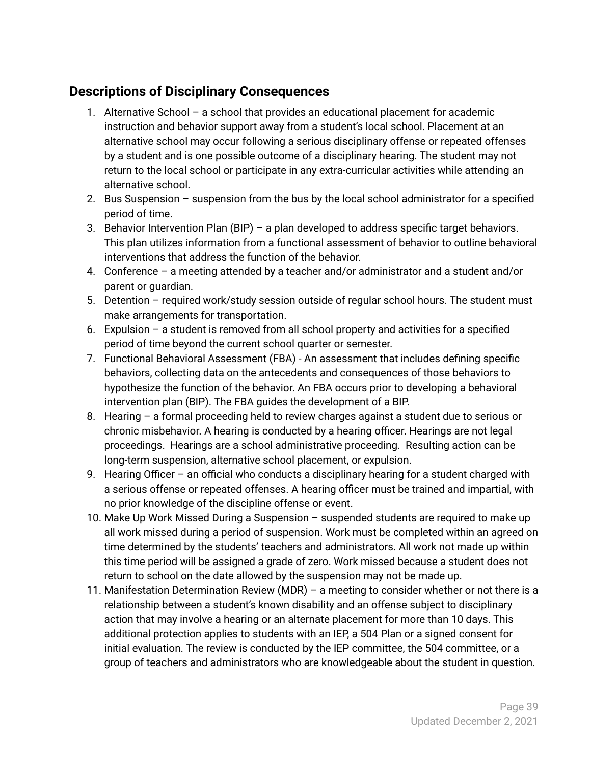## Descriptions of Disciplinary Consequences

1. Alternative School – a school that provides an educational placement for academic instruction and behavior support away from a student's local school. Placement at an alternative school may occur following a serious disciplinary offense or repeated offenses by a student and is one possible outcome of a disciplinary hearing. The student may not return to the local school or participate in any extra-curricular activities while attending an alternative school.
2. Bus Suspension – suspension from the bus by the local school administrator for a specified period of time.
3. Behavior Intervention Plan (BIP) – a plan developed to address specific target behaviors. This plan utilizes information from a functional assessment of behavior to outline behavioral interventions that address the function of the behavior.
4. Conference – a meeting attended by a teacher and/or administrator and a student and/or parent or guardian.
5. Detention – required work/study session outside of regular school hours. The student must make arrangements for transportation.
6. Expulsion – a student is removed from all school property and activities for a specified period of time beyond the current school quarter or semester.
7. Functional Behavioral Assessment (FBA) - An assessment that includes defining specific behaviors, collecting data on the antecedents and consequences of those behaviors to hypothesize the function of the behavior. An FBA occurs prior to developing a behavioral intervention plan (BIP). The FBA guides the development of a BIP.
8. Hearing – a formal proceeding held to review charges against a student due to serious or chronic misbehavior. A hearing is conducted by a hearing officer. Hearings are not legal proceedings. Hearings are a school administrative proceeding. Resulting action can be long-term suspension, alternative school placement, or expulsion.
9. Hearing Officer – an official who conducts a disciplinary hearing for a student charged with a serious offense or repeated offenses. A hearing officer must be trained and impartial, with no prior knowledge of the discipline offense or event.
10. Make Up Work Missed During a Suspension – suspended students are required to make up all work missed during a period of suspension. Work must be completed within an agreed on time determined by the students' teachers and administrators. All work not made up within this time period will be assigned a grade of zero. Work missed because a student does not return to school on the date allowed by the suspension may not be made up.
11. Manifestation Determination Review (MDR) – a meeting to consider whether or not there is a relationship between a student's known disability and an offense subject to disciplinary action that may involve a hearing or an alternate placement for more than 10 days. This additional protection applies to students with an IEP, a 504 Plan or a signed consent for initial evaluation. The review is conducted by the IEP committee, the 504 committee, or a group of teachers and administrators who are knowledgeable about the student in question.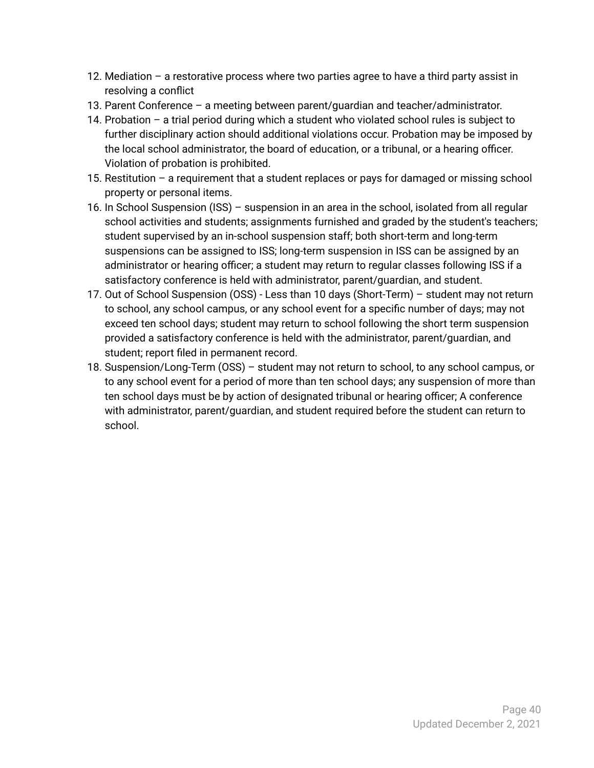12. Mediation – a restorative process where two parties agree to have a third party assist in resolving a conflict
13. Parent Conference – a meeting between parent/guardian and teacher/administrator.
14. Probation – a trial period during which a student who violated school rules is subject to further disciplinary action should additional violations occur. Probation may be imposed by the local school administrator, the board of education, or a tribunal, or a hearing officer. Violation of probation is prohibited.
15. Restitution – a requirement that a student replaces or pays for damaged or missing school property or personal items.
16. In School Suspension (ISS) – suspension in an area in the school, isolated from all regular school activities and students; assignments furnished and graded by the student's teachers; student supervised by an in-school suspension staff; both short-term and long-term suspensions can be assigned to ISS; long-term suspension in ISS can be assigned by an administrator or hearing officer; a student may return to regular classes following ISS if a satisfactory conference is held with administrator, parent/guardian, and student.
17. Out of School Suspension (OSS) - Less than 10 days (Short-Term) – student may not return to school, any school campus, or any school event for a specific number of days; may not exceed ten school days; student may return to school following the short term suspension provided a satisfactory conference is held with the administrator, parent/guardian, and student; report filed in permanent record.
18. Suspension/Long-Term (OSS) – student may not return to school, to any school campus, or to any school event for a period of more than ten school days; any suspension of more than ten school days must be by action of designated tribunal or hearing officer; A conference with administrator, parent/guardian, and student required before the student can return to school.